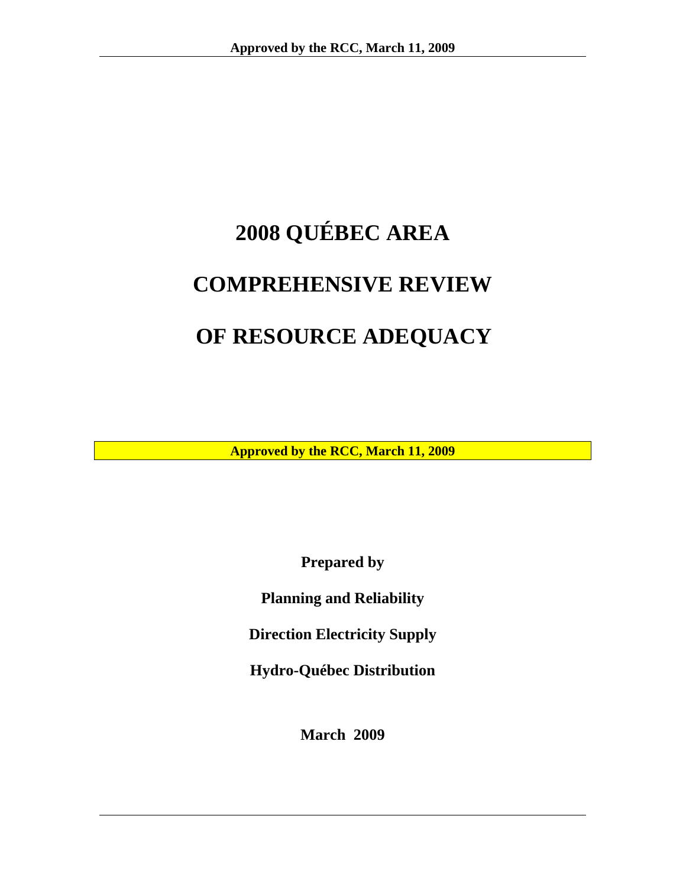# 2008 QUÉBEC AREA

# COMPREHENSIVE REVIEW

# OF RESOURCE ADEQUACY

**Approved by the RCC, March 11, 2009**

**Prepared by**

**Planning and Reliability**

**Direction Electricity Supply**

**Hydro-Québec Distribution**

**March 2009**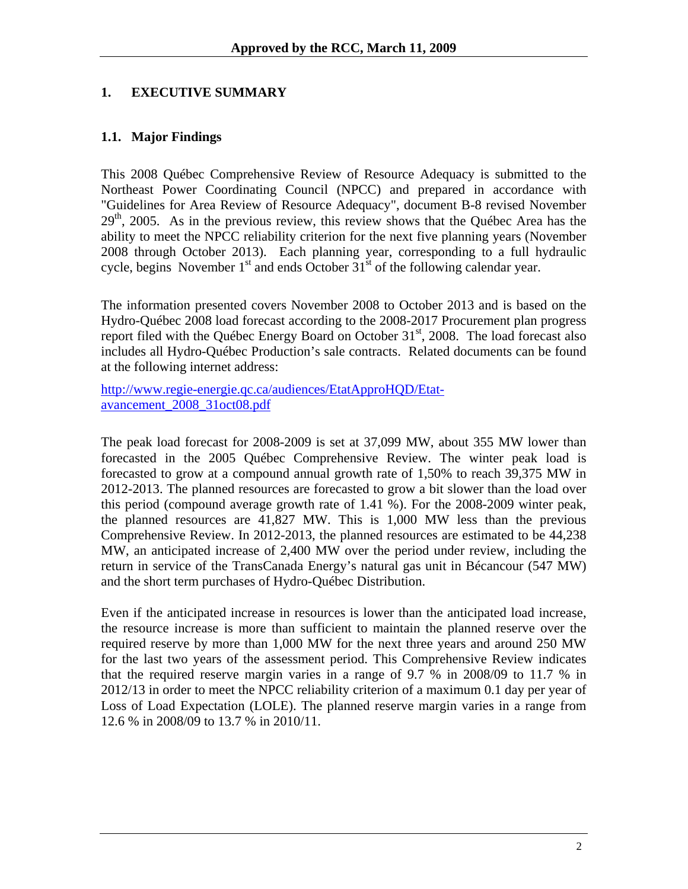# 1. EXECUTIVE SUMMARY

## 1.1. Major Findings

This 2008 Québec Comprehensive Review of Resource Adequacy is submitted to the Northeast Power Coordinating Council (NPCC) and prepared in accordance with "Guidelines for Area Review of Resource Adequacy", document B-8 revised November 29th, 2005. As in the previous review, this review shows that the Québec Area has the ability to meet the NPCC reliability criterion for the next five planning years (November 2008 through October 2013). Each planning year, corresponding to a full hydraulic cycle, begins November 1st and ends October 31st of the following calendar year.

The information presented covers November 2008 to October 2013 and is based on the Hydro-Québec 2008 load forecast according to the 2008-2017 Procurement plan progress report filed with the Québec Energy Board on October 31st, 2008. The load forecast also includes all Hydro-Québec Production's sale contracts. Related documents can be found at the following internet address:

http://www.regie-energie.qc.ca/audiences/EtatApproHQD/Etat-avancement_2008_31oct08.pdf

The peak load forecast for 2008-2009 is set at 37,099 MW, about 355 MW lower than forecasted in the 2005 Québec Comprehensive Review. The winter peak load is forecasted to grow at a compound annual growth rate of 1,50% to reach 39,375 MW in 2012-2013. The planned resources are forecasted to grow a bit slower than the load over this period (compound average growth rate of 1.41 %). For the 2008-2009 winter peak, the planned resources are 41,827 MW. This is 1,000 MW less than the previous Comprehensive Review. In 2012-2013, the planned resources are estimated to be 44,238 MW, an anticipated increase of 2,400 MW over the period under review, including the return in service of the TransCanada Energy's natural gas unit in Bécancour (547 MW) and the short term purchases of Hydro-Québec Distribution.

Even if the anticipated increase in resources is lower than the anticipated load increase, the resource increase is more than sufficient to maintain the planned reserve over the required reserve by more than 1,000 MW for the next three years and around 250 MW for the last two years of the assessment period. This Comprehensive Review indicates that the required reserve margin varies in a range of 9.7 % in 2008/09 to 11.7 % in 2012/13 in order to meet the NPCC reliability criterion of a maximum 0.1 day per year of Loss of Load Expectation (LOLE). The planned reserve margin varies in a range from 12.6 % in 2008/09 to 13.7 % in 2010/11.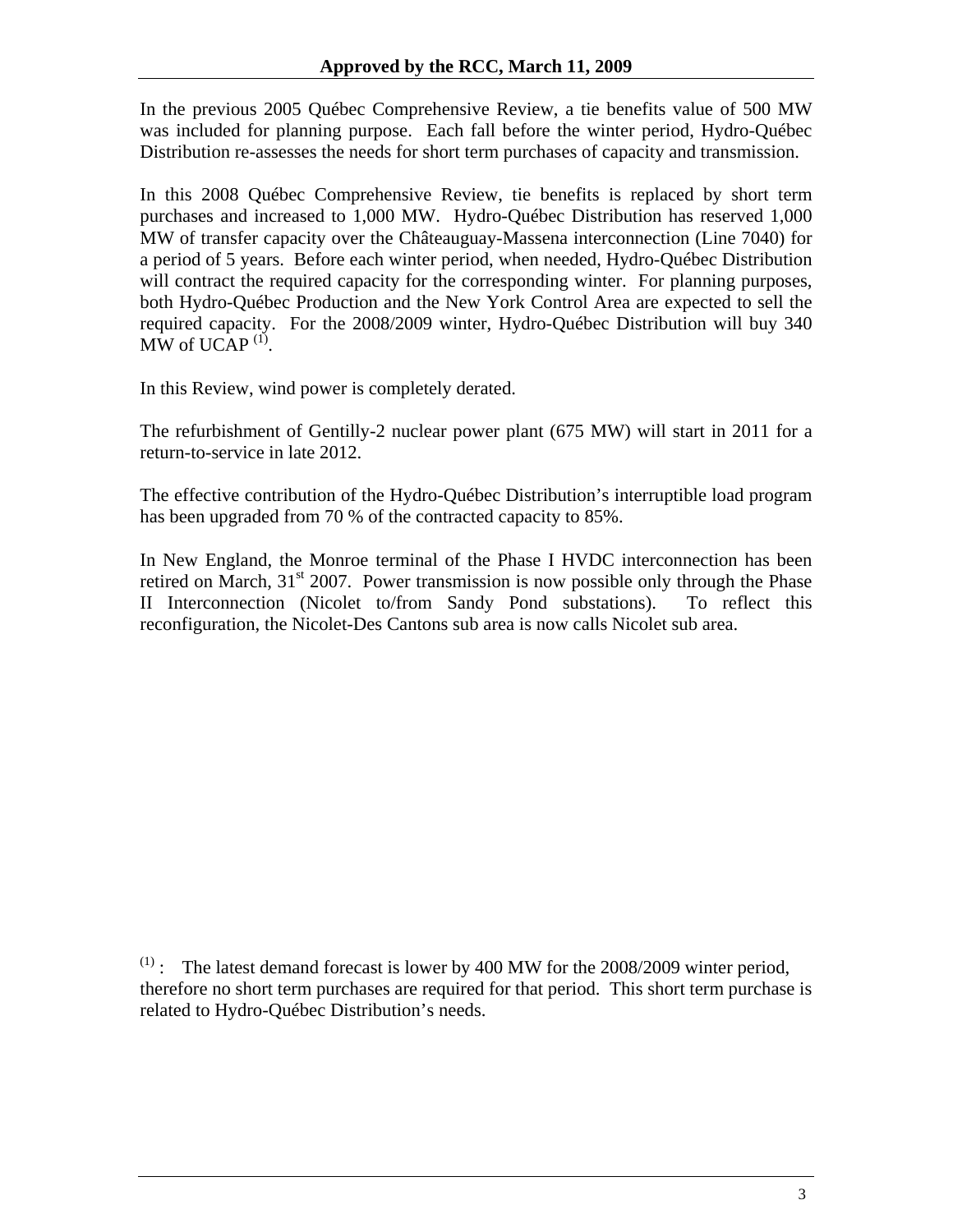In the previous 2005 Québec Comprehensive Review, a tie benefits value of 500 MW was included for planning purpose. Each fall before the winter period, Hydro-Québec Distribution re-assesses the needs for short term purchases of capacity and transmission.

In this 2008 Québec Comprehensive Review, tie benefits is replaced by short term purchases and increased to 1,000 MW. Hydro-Québec Distribution has reserved 1,000 MW of transfer capacity over the Châteauguay-Massena interconnection (Line 7040) for a period of 5 years. Before each winter period, when needed, Hydro-Québec Distribution will contract the required capacity for the corresponding winter. For planning purposes, both Hydro-Québec Production and the New York Control Area are expected to sell the required capacity. For the 2008/2009 winter, Hydro-Québec Distribution will buy 340 MW of UCAP [(1)].

In this Review, wind power is completely derated.

The refurbishment of Gentilly-2 nuclear power plant (675 MW) will start in 2011 for a return-to-service in late 2012.

The effective contribution of the Hydro-Québec Distribution's interruptible load program has been upgraded from 70 % of the contracted capacity to 85%.

In New England, the Monroe terminal of the Phase I HVDC interconnection has been retired on March, 31st 2007. Power transmission is now possible only through the Phase II Interconnection (Nicolet to/from Sandy Pond substations). To reflect this reconfiguration, the Nicolet-Des Cantons sub area is now calls Nicolet sub area.

[(1)] : The latest demand forecast is lower by 400 MW for the 2008/2009 winter period, therefore no short term purchases are required for that period. This short term purchase is related to Hydro-Québec Distribution's needs.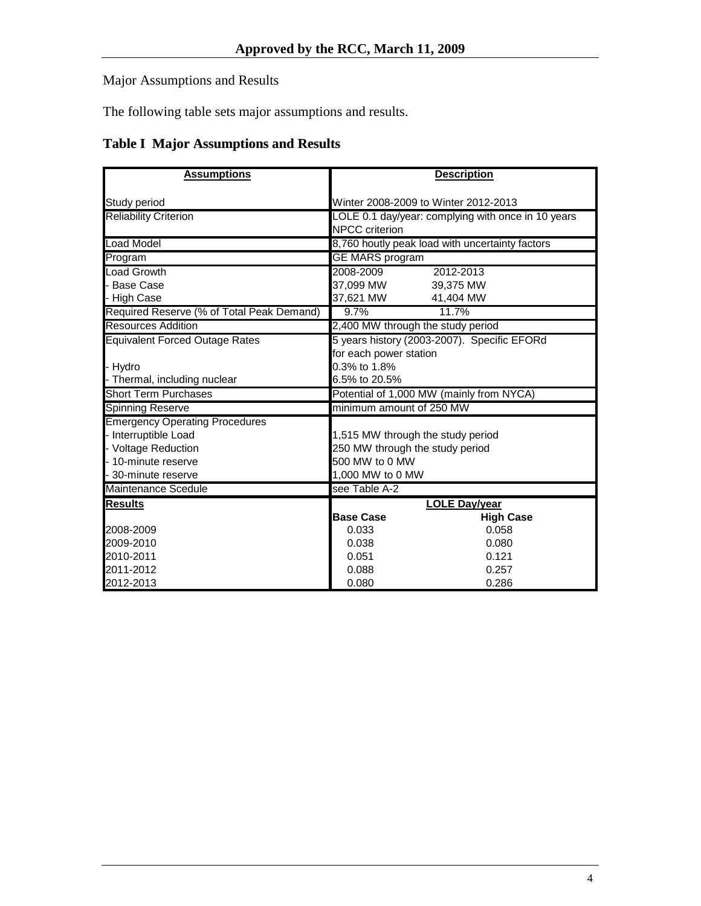Major Assumptions and Results

The following table sets major assumptions and results.

## Table I Major Assumptions and Results

| **Assumptions** | **Description** | |
|---|---|---|
| Study period | Winter 2008-2009 to Winter 2012-2013 | |
| Reliability Criterion | LOLE 0.1 day/year: complying with once in 10 years NPCC criterion | |
| Load Model | 8,760 houtly peak load with uncertainty factors | |
| Program | GE MARS program | |
| Load Growth | 2008-2009 | 2012-2013 |
| - Base Case | 37,099 MW | 39,375 MW |
| - High Case | 37,621 MW | 41,404 MW |
| Required Reserve (% of Total Peak Demand) | 9.7% | 11.7% |
| Resources Addition | 2,400 MW through the study period | |
| Equivalent Forced Outage Rates | 5 years history (2003-2007). Specific EFORd for each power station | |
| - Hydro | 0.3% to 1.8% | |
| - Thermal, including nuclear | 6.5% to 20.5% | |
| Short Term Purchases | Potential of 1,000 MW (mainly from NYCA) | |
| Spinning Reserve | minimum amount of 250 MW | |
| Emergency Operating Procedures | | |
| - Interruptible Load | 1,515 MW through the study period | |
| - Voltage Reduction | 250 MW through the study period | |
| - 10-minute reserve | 500 MW to 0 MW | |
| - 30-minute reserve | 1,000 MW to 0 MW | |
| Maintenance Scedule | see Table A-2 | |
| **Results** | **LOLE Day/year** | |
| | **Base Case** | **High Case** |
| 2008-2009 | 0.033 | 0.058 |
| 2009-2010 | 0.038 | 0.080 |
| 2010-2011 | 0.051 | 0.121 |
| 2011-2012 | 0.088 | 0.257 |
| 2012-2013 | 0.080 | 0.286 |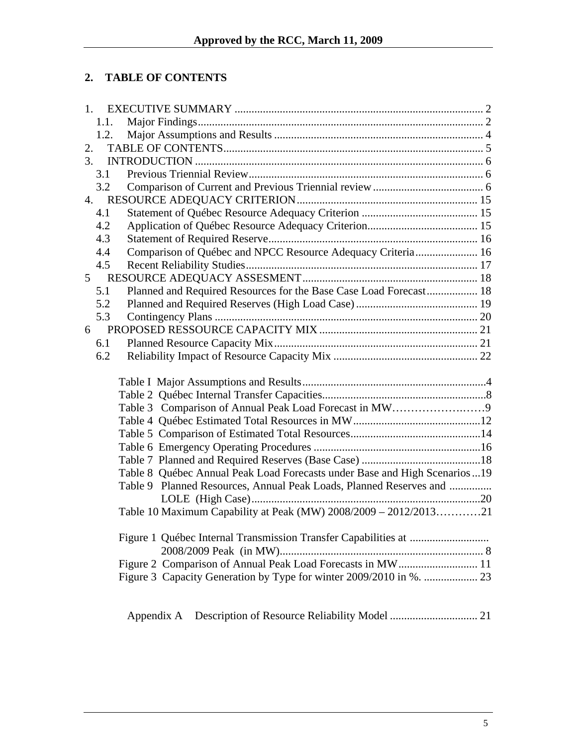## 2. TABLE OF CONTENTS

1. EXECUTIVE SUMMARY ........................................................................................ 2
   - 1.1. Major Findings..................................................................................................... 2
   - 1.2. Major Assumptions and Results .......................................................................... 4
2. TABLE OF CONTENTS........................................................................................... 5
3. INTRODUCTION ...................................................................................................... 6
   - 3.1 Previous Triennial Review................................................................................... 6
   - 3.2 Comparison of Current and Previous Triennial review ....................................... 6
4. RESOURCE ADEQUACY CRITERION............................................................... 15
   - 4.1 Statement of Québec Resource Adequacy Criterion ......................................... 15
   - 4.2 Application of Québec Resource Adequacy Criterion....................................... 15
   - 4.3 Statement of Required Reserve.......................................................................... 16
   - 4.4 Comparison of Québec and NPCC Resource Adequacy Criteria...................... 16
   - 4.5 Recent Reliability Studies.................................................................................. 17
5. RESOURCE ADEQUACY ASSESMENT............................................................. 18
   - 5.1 Planned and Required Resources for the Base Case Load Forecast.................. 18
   - 5.2 Planned and Required Reserves (High Load Case) ........................................... 19
   - 5.3 Contingency Plans ............................................................................................. 20
6. PROPOSED RESSOURCE CAPACITY MIX ........................................................ 21
   - 6.1 Planned Resource Capacity Mix........................................................................ 21
   - 6.2 Reliability Impact of Resource Capacity Mix ................................................... 22

Table I Major Assumptions and Results.................................................................4
Table 2 Québec Internal Transfer Capacities..........................................................8
Table 3 Comparison of Annual Peak Load Forecast in MW……………………9
Table 4 Québec Estimated Total Resources in MW.............................................12
Table 5 Comparison of Estimated Total Resources..............................................14
Table 6 Emergency Operating Procedures ...........................................................16
Table 7 Planned and Required Reserves (Base Case) ..........................................18
Table 8 Québec Annual Peak Load Forecasts under Base and High Scenarios...19
Table 9 Planned Resources, Annual Peak Loads, Planned Reserves and LOLE (High Case).................................................................................20
Table 10 Maximum Capability at Peak (MW) 2008/2009 – 2012/2013…………21

Figure 1 Québec Internal Transmission Transfer Capabilities at 2008/2009 Peak (in MW)....................................................................... 8
Figure 2 Comparison of Annual Peak Load Forecasts in MW............................ 11
Figure 3 Capacity Generation by Type for winter 2009/2010 in %. ................... 23

Appendix A Description of Resource Reliability Model ............................... 21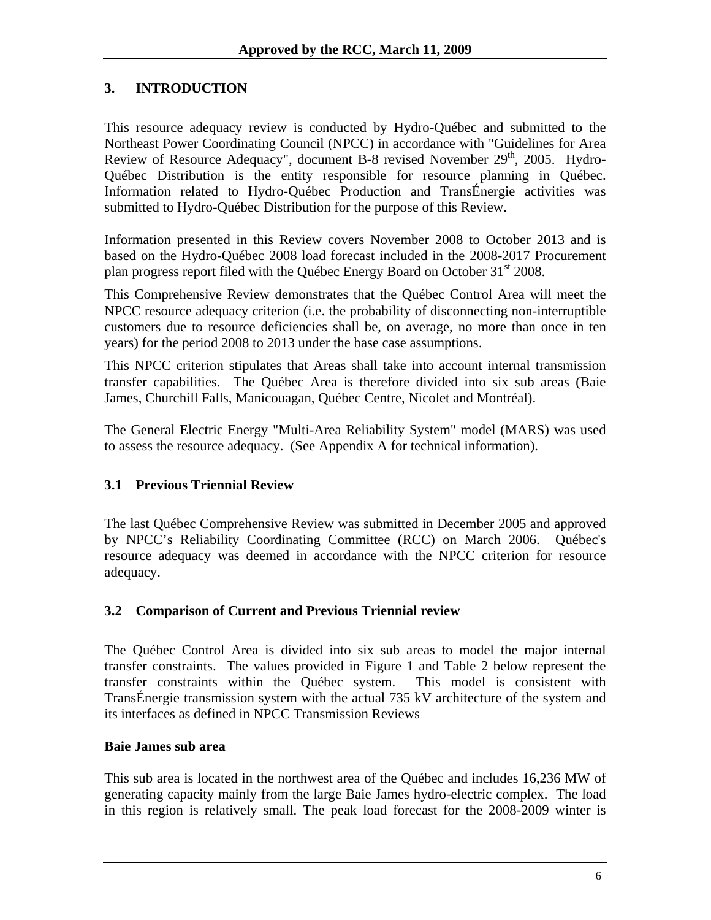## 3. INTRODUCTION

This resource adequacy review is conducted by Hydro-Québec and submitted to the Northeast Power Coordinating Council (NPCC) in accordance with "Guidelines for Area Review of Resource Adequacy", document B-8 revised November 29th, 2005. Hydro-Québec Distribution is the entity responsible for resource planning in Québec. Information related to Hydro-Québec Production and TransÉnergie activities was submitted to Hydro-Québec Distribution for the purpose of this Review.

Information presented in this Review covers November 2008 to October 2013 and is based on the Hydro-Québec 2008 load forecast included in the 2008-2017 Procurement plan progress report filed with the Québec Energy Board on October 31st 2008.

This Comprehensive Review demonstrates that the Québec Control Area will meet the NPCC resource adequacy criterion (i.e. the probability of disconnecting non-interruptible customers due to resource deficiencies shall be, on average, no more than once in ten years) for the period 2008 to 2013 under the base case assumptions.

This NPCC criterion stipulates that Areas shall take into account internal transmission transfer capabilities. The Québec Area is therefore divided into six sub areas (Baie James, Churchill Falls, Manicouagan, Québec Centre, Nicolet and Montréal).

The General Electric Energy "Multi-Area Reliability System" model (MARS) was used to assess the resource adequacy. (See Appendix A for technical information).

### 3.1 Previous Triennial Review

The last Québec Comprehensive Review was submitted in December 2005 and approved by NPCC's Reliability Coordinating Committee (RCC) on March 2006. Québec's resource adequacy was deemed in accordance with the NPCC criterion for resource adequacy.

### 3.2 Comparison of Current and Previous Triennial review

The Québec Control Area is divided into six sub areas to model the major internal transfer constraints. The values provided in Figure 1 and Table 2 below represent the transfer constraints within the Québec system. This model is consistent with TransÉnergie transmission system with the actual 735 kV architecture of the system and its interfaces as defined in NPCC Transmission Reviews

**Baie James sub area**

This sub area is located in the northwest area of the Québec and includes 16,236 MW of generating capacity mainly from the large Baie James hydro-electric complex. The load in this region is relatively small. The peak load forecast for the 2008-2009 winter is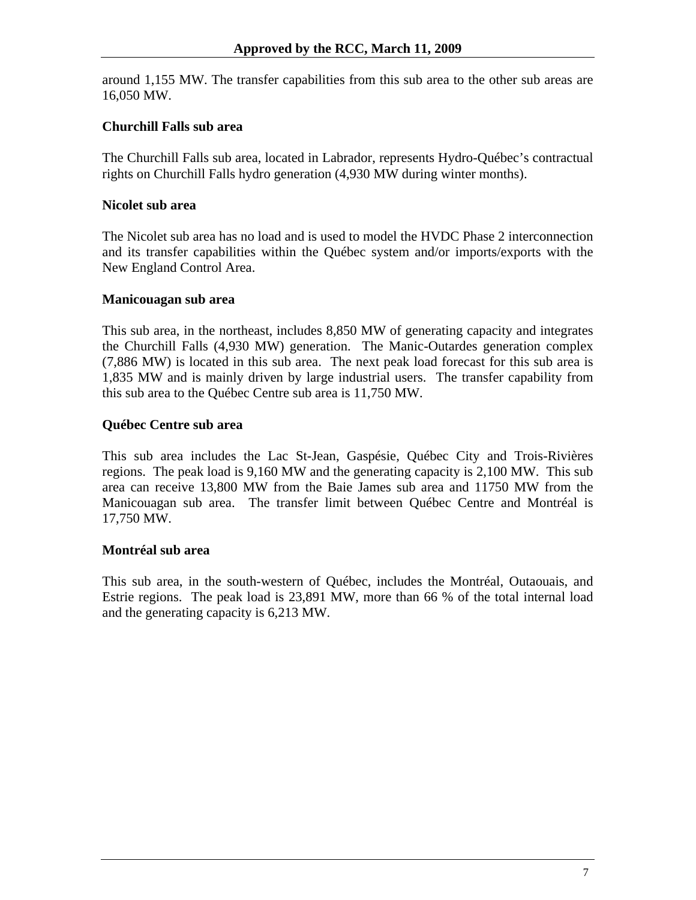around 1,155 MW. The transfer capabilities from this sub area to the other sub areas are 16,050 MW.

**Churchill Falls sub area**

The Churchill Falls sub area, located in Labrador, represents Hydro-Québec's contractual rights on Churchill Falls hydro generation (4,930 MW during winter months).

**Nicolet sub area**

The Nicolet sub area has no load and is used to model the HVDC Phase 2 interconnection and its transfer capabilities within the Québec system and/or imports/exports with the New England Control Area.

**Manicouagan sub area**

This sub area, in the northeast, includes 8,850 MW of generating capacity and integrates the Churchill Falls (4,930 MW) generation. The Manic-Outardes generation complex (7,886 MW) is located in this sub area. The next peak load forecast for this sub area is 1,835 MW and is mainly driven by large industrial users. The transfer capability from this sub area to the Québec Centre sub area is 11,750 MW.

**Québec Centre sub area**

This sub area includes the Lac St-Jean, Gaspésie, Québec City and Trois-Rivières regions. The peak load is 9,160 MW and the generating capacity is 2,100 MW. This sub area can receive 13,800 MW from the Baie James sub area and 11750 MW from the Manicouagan sub area. The transfer limit between Québec Centre and Montréal is 17,750 MW.

**Montréal sub area**

This sub area, in the south-western of Québec, includes the Montréal, Outaouais, and Estrie regions. The peak load is 23,891 MW, more than 66 % of the total internal load and the generating capacity is 6,213 MW.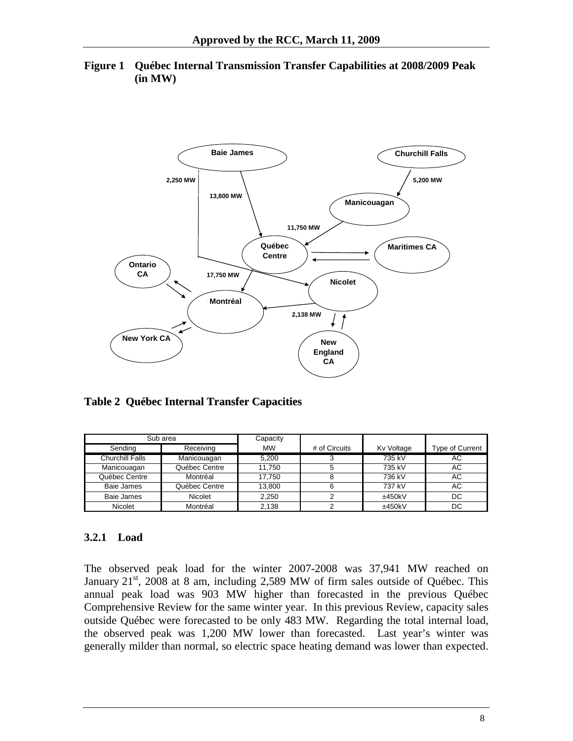**Figure 1 Québec Internal Transmission Transfer Capabilities at 2008/2009 Peak (in MW)**

**Table 2 Québec Internal Transfer Capacities**

| Sub area | | Capacity | | | |
|---|---|---|---|---|---|
| Sending | Receiving | MW | # of Circuits | Kv Voltage | Type of Current |
| Churchill Falls | Manicouagan | 5,200 | 3 | 735 kV | AC |
| Manicouagan | Québec Centre | 11,750 | 5 | 735 kV | AC |
| Québec Centre | Montréal | 17,750 | 8 | 736 kV | AC |
| Baie James | Québec Centre | 13,800 | 6 | 737 kV | AC |
| Baie James | Nicolet | 2,250 | 2 | ±450kV | DC |
| Nicolet | Montréal | 2,138 | 2 | ±450kV | DC |

### 3.2.1 Load

The observed peak load for the winter 2007-2008 was 37,941 MW reached on January 21st, 2008 at 8 am, including 2,589 MW of firm sales outside of Québec. This annual peak load was 903 MW higher than forecasted in the previous Québec Comprehensive Review for the same winter year. In this previous Review, capacity sales outside Québec were forecasted to be only 483 MW. Regarding the total internal load, the observed peak was 1,200 MW lower than forecasted. Last year's winter was generally milder than normal, so electric space heating demand was lower than expected.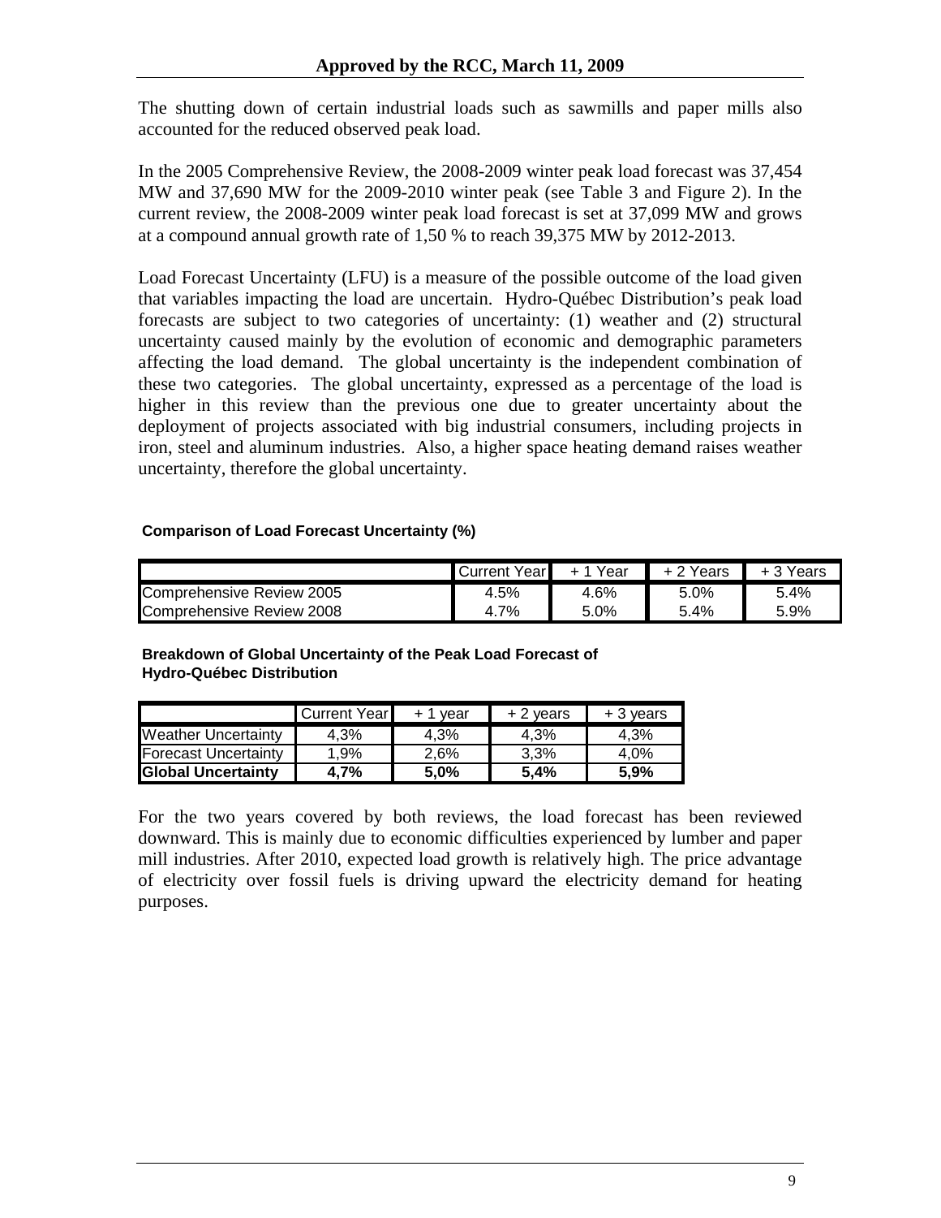The shutting down of certain industrial loads such as sawmills and paper mills also accounted for the reduced observed peak load.

In the 2005 Comprehensive Review, the 2008-2009 winter peak load forecast was 37,454 MW and 37,690 MW for the 2009-2010 winter peak (see Table 3 and Figure 2). In the current review, the 2008-2009 winter peak load forecast is set at 37,099 MW and grows at a compound annual growth rate of 1,50 % to reach 39,375 MW by 2012-2013.

Load Forecast Uncertainty (LFU) is a measure of the possible outcome of the load given that variables impacting the load are uncertain. Hydro-Québec Distribution's peak load forecasts are subject to two categories of uncertainty: (1) weather and (2) structural uncertainty caused mainly by the evolution of economic and demographic parameters affecting the load demand. The global uncertainty is the independent combination of these two categories. The global uncertainty, expressed as a percentage of the load is higher in this review than the previous one due to greater uncertainty about the deployment of projects associated with big industrial consumers, including projects in iron, steel and aluminum industries. Also, a higher space heating demand raises weather uncertainty, therefore the global uncertainty.

**Comparison of Load Forecast Uncertainty (%)**

| | Current Year | + 1 Year | + 2 Years | + 3 Years |
|---|---|---|---|---|
| Comprehensive Review 2005 | 4.5% | 4.6% | 5.0% | 5.4% |
| Comprehensive Review 2008 | 4.7% | 5.0% | 5.4% | 5.9% |

**Breakdown of Global Uncertainty of the Peak Load Forecast of Hydro-Québec Distribution**

| | Current Year | + 1 year | + 2 years | + 3 years |
|---|---|---|---|---|
| Weather Uncertainty | 4,3% | 4,3% | 4,3% | 4,3% |
| Forecast Uncertainty | 1,9% | 2,6% | 3,3% | 4,0% |
| **Global Uncertainty** | **4,7%** | **5,0%** | **5,4%** | **5,9%** |

For the two years covered by both reviews, the load forecast has been reviewed downward. This is mainly due to economic difficulties experienced by lumber and paper mill industries. After 2010, expected load growth is relatively high. The price advantage of electricity over fossil fuels is driving upward the electricity demand for heating purposes.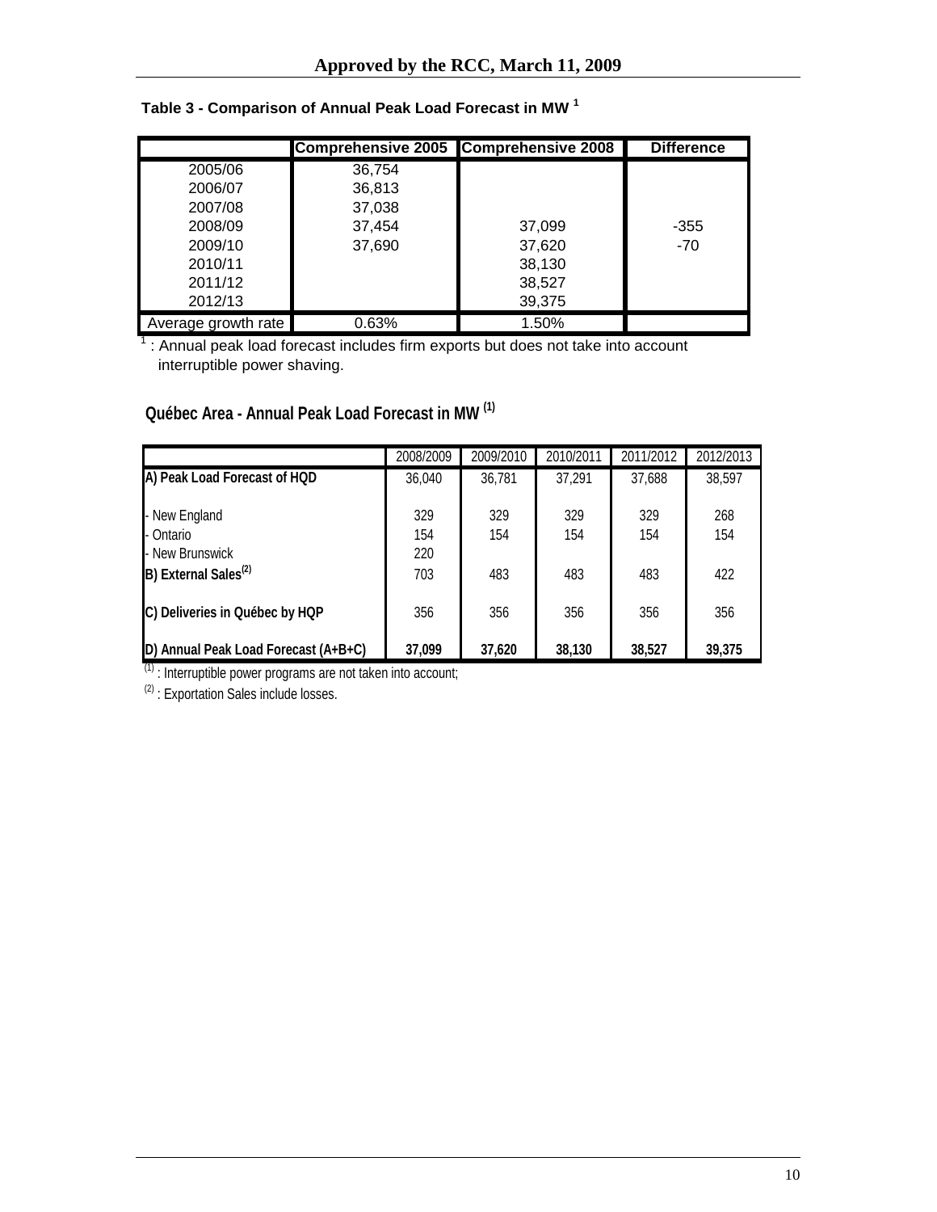**Table 3 - Comparison of Annual Peak Load Forecast in MW [1]**

| | Comprehensive 2005 | Comprehensive 2008 | Difference |
|---|---|---|---|
| 2005/06 | 36,754 | | |
| 2006/07 | 36,813 | | |
| 2007/08 | 37,038 | | |
| 2008/09 | 37,454 | 37,099 | -355 |
| 2009/10 | 37,690 | 37,620 | -70 |
| 2010/11 | | 38,130 | |
| 2011/12 | | 38,527 | |
| 2012/13 | | 39,375 | |
| Average growth rate | 0.63% | 1.50% | |

[1] : Annual peak load forecast includes firm exports but does not take into account interruptible power shaving.

**Québec Area - Annual Peak Load Forecast in MW [(1)]**

| | 2008/2009 | 2009/2010 | 2010/2011 | 2011/2012 | 2012/2013 |
|---|---|---|---|---|---|
| **A) Peak Load Forecast of HQD** | 36,040 | 36,781 | 37,291 | 37,688 | 38,597 |
| - New England | 329 | 329 | 329 | 329 | 268 |
| - Ontario | 154 | 154 | 154 | 154 | 154 |
| - New Brunswick | 220 | | | | |
| **B) External Sales[(2)]** | 703 | 483 | 483 | 483 | 422 |
| **C) Deliveries in Québec by HQP** | 356 | 356 | 356 | 356 | 356 |
| **D) Annual Peak Load Forecast (A+B+C)** | **37,099** | **37,620** | **38,130** | **38,527** | **39,375** |

[(1)] : Interruptible power programs are not taken into account;

[(2)] : Exportation Sales include losses.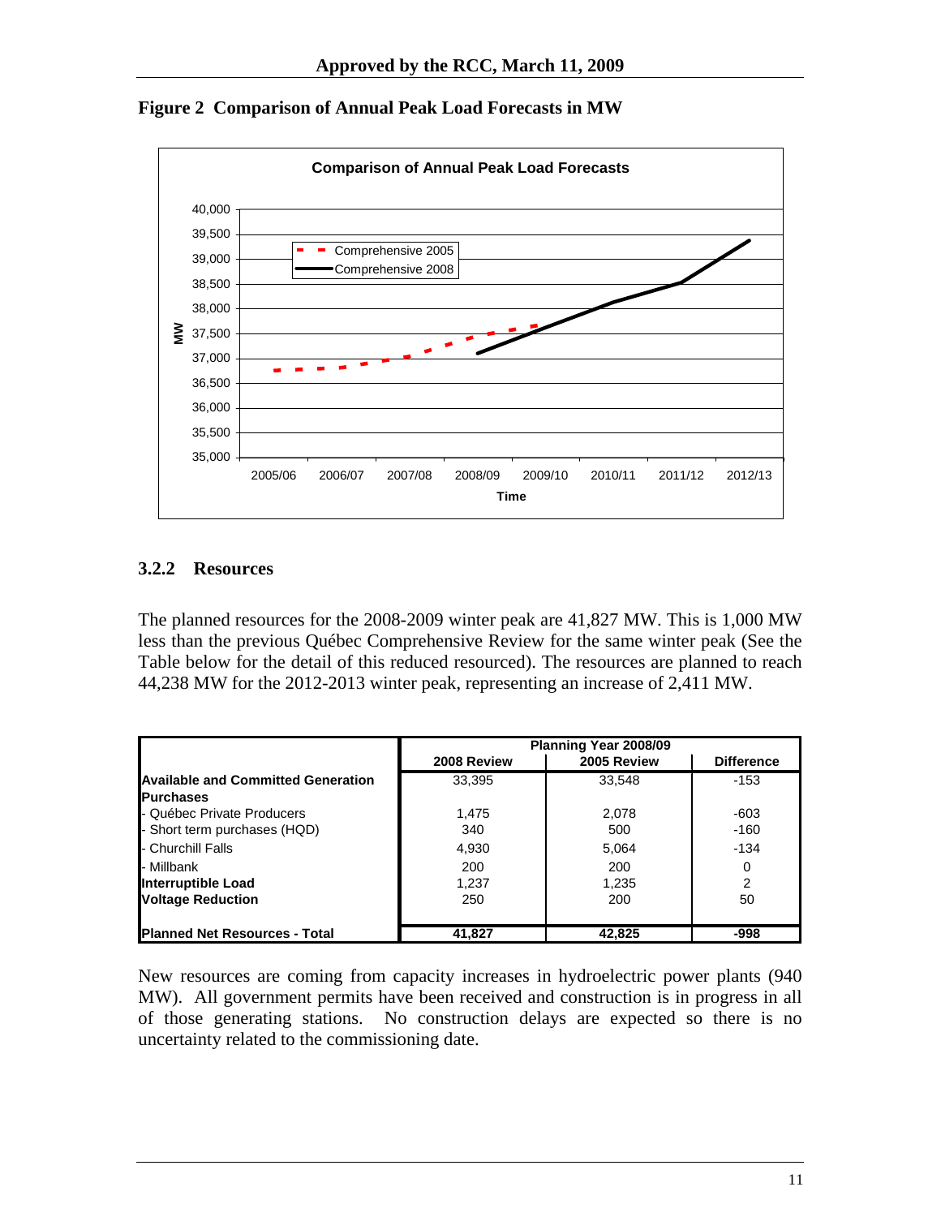**Figure 2 Comparison of Annual Peak Load Forecasts in MW**

### 3.2.2 Resources

The planned resources for the 2008-2009 winter peak are 41,827 MW. This is 1,000 MW less than the previous Québec Comprehensive Review for the same winter peak (See the Table below for the detail of this reduced resourced). The resources are planned to reach 44,238 MW for the 2012-2013 winter peak, representing an increase of 2,411 MW.

| | Planning Year 2008/09 | | |
|---|---|---|---|
| | **2008 Review** | **2005 Review** | **Difference** |
| **Available and Committed Generation** | 33,395 | 33,548 | -153 |
| **Purchases** | | | |
| - Québec Private Producers | 1,475 | 2,078 | -603 |
| - Short term purchases (HQD) | 340 | 500 | -160 |
| - Churchill Falls | 4,930 | 5,064 | -134 |
| - Millbank | 200 | 200 | 0 |
| **Interruptible Load** | 1,237 | 1,235 | 2 |
| **Voltage Reduction** | 250 | 200 | 50 |
| **Planned Net Resources - Total** | **41,827** | **42,825** | **-998** |

New resources are coming from capacity increases in hydroelectric power plants (940 MW). All government permits have been received and construction is in progress in all of those generating stations. No construction delays are expected so there is no uncertainty related to the commissioning date.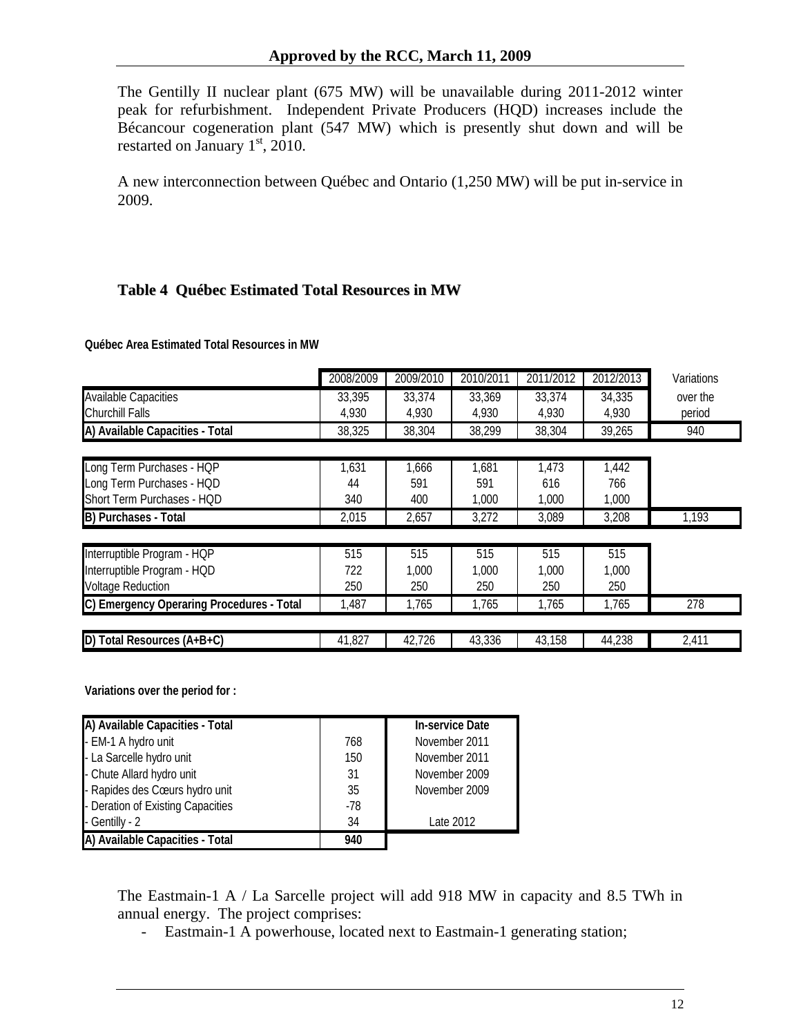The Gentilly II nuclear plant (675 MW) will be unavailable during 2011-2012 winter peak for refurbishment. Independent Private Producers (HQD) increases include the Bécancour cogeneration plant (547 MW) which is presently shut down and will be restarted on January 1st, 2010.

A new interconnection between Québec and Ontario (1,250 MW) will be put in-service in 2009.

### Table 4 Québec Estimated Total Resources in MW

**Québec Area Estimated Total Resources in MW**

| | 2008/2009 | 2009/2010 | 2010/2011 | 2011/2012 | 2012/2013 | Variations over the period |
|---|---|---|---|---|---|---|
| Available Capacities | 33,395 | 33,374 | 33,369 | 33,374 | 34,335 | |
| Churchill Falls | 4,930 | 4,930 | 4,930 | 4,930 | 4,930 | |
| **A) Available Capacities - Total** | 38,325 | 38,304 | 38,299 | 38,304 | 39,265 | 940 |
| Long Term Purchases - HQP | 1,631 | 1,666 | 1,681 | 1,473 | 1,442 | |
| Long Term Purchases - HQD | 44 | 591 | 591 | 616 | 766 | |
| Short Term Purchases - HQD | 340 | 400 | 1,000 | 1,000 | 1,000 | |
| **B) Purchases - Total** | 2,015 | 2,657 | 3,272 | 3,089 | 3,208 | 1,193 |
| Interruptible Program - HQP | 515 | 515 | 515 | 515 | 515 | |
| Interruptible Program - HQD | 722 | 1,000 | 1,000 | 1,000 | 1,000 | |
| Voltage Reduction | 250 | 250 | 250 | 250 | 250 | |
| **C) Emergency Operaring Procedures - Total** | 1,487 | 1,765 | 1,765 | 1,765 | 1,765 | 278 |
| **D) Total Resources (A+B+C)** | 41,827 | 42,726 | 43,336 | 43,158 | 44,238 | 2,411 |

**Variations over the period for :**

| A) Available Capacities - Total | | In-service Date |
|---|---|---|
| - EM-1 A hydro unit | 768 | November 2011 |
| - La Sarcelle hydro unit | 150 | November 2011 |
| - Chute Allard hydro unit | 31 | November 2009 |
| - Rapides des Cœurs hydro unit | 35 | November 2009 |
| - Deration of Existing Capacities | -78 | |
| - Gentilly - 2 | 34 | Late 2012 |
| **A) Available Capacities - Total** | **940** | |

The Eastmain-1 A / La Sarcelle project will add 918 MW in capacity and 8.5 TWh in annual energy. The project comprises:

- Eastmain-1 A powerhouse, located next to Eastmain-1 generating station;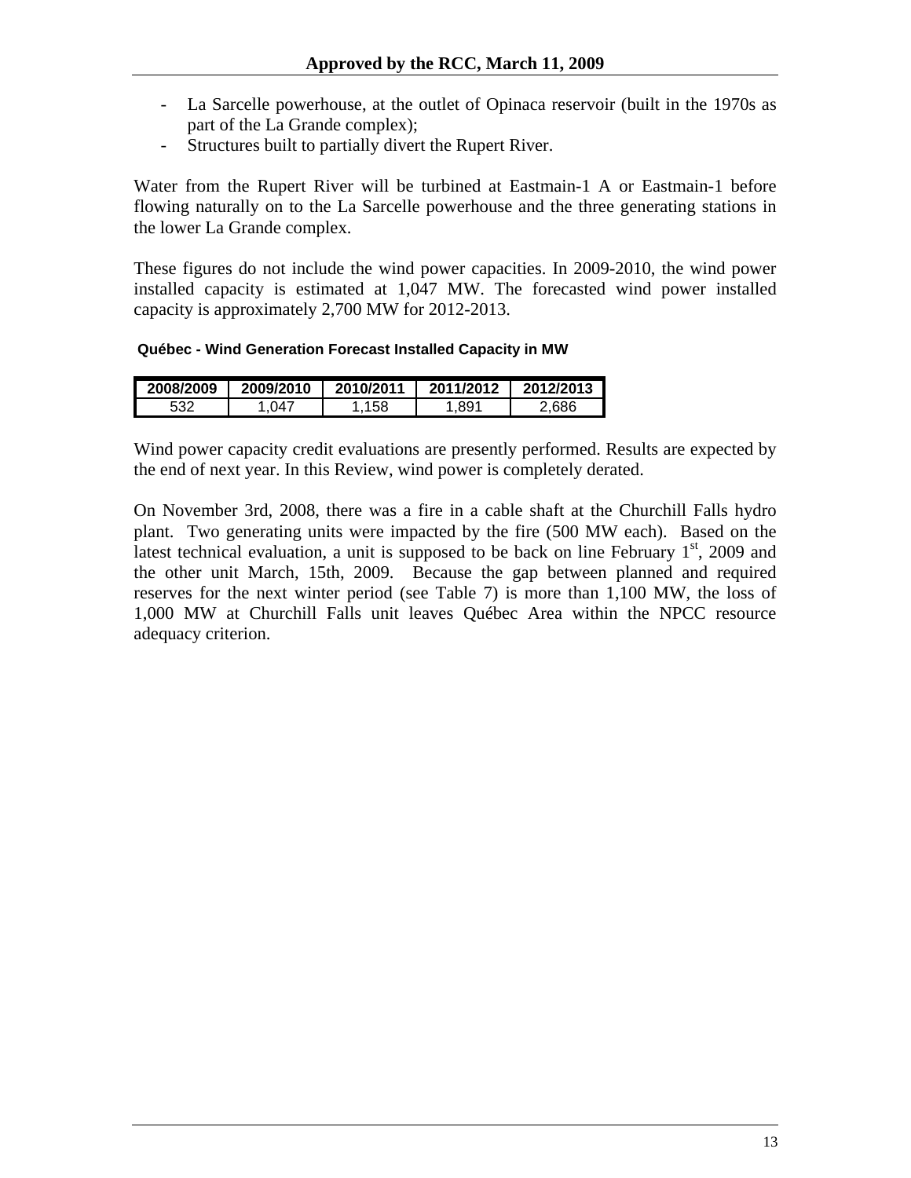- La Sarcelle powerhouse, at the outlet of Opinaca reservoir (built in the 1970s as part of the La Grande complex);
- Structures built to partially divert the Rupert River.

Water from the Rupert River will be turbined at Eastmain-1 A or Eastmain-1 before flowing naturally on to the La Sarcelle powerhouse and the three generating stations in the lower La Grande complex.

These figures do not include the wind power capacities. In 2009-2010, the wind power installed capacity is estimated at 1,047 MW. The forecasted wind power installed capacity is approximately 2,700 MW for 2012-2013.

**Québec - Wind Generation Forecast Installed Capacity in MW**

| 2008/2009 | 2009/2010 | 2010/2011 | 2011/2012 | 2012/2013 |
|---|---|---|---|---|
| 532 | 1,047 | 1,158 | 1,891 | 2,686 |

Wind power capacity credit evaluations are presently performed. Results are expected by the end of next year. In this Review, wind power is completely derated.

On November 3rd, 2008, there was a fire in a cable shaft at the Churchill Falls hydro plant. Two generating units were impacted by the fire (500 MW each). Based on the latest technical evaluation, a unit is supposed to be back on line February 1st, 2009 and the other unit March, 15th, 2009. Because the gap between planned and required reserves for the next winter period (see Table 7) is more than 1,100 MW, the loss of 1,000 MW at Churchill Falls unit leaves Québec Area within the NPCC resource adequacy criterion.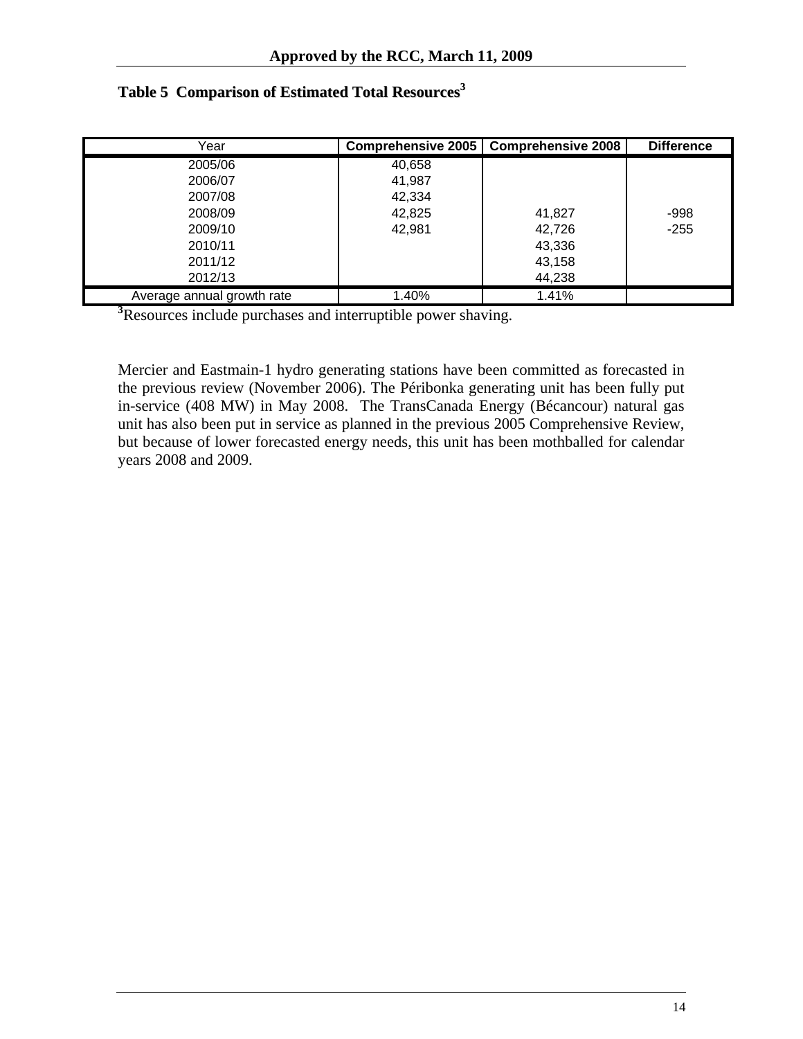**Table 5 Comparison of Estimated Total Resources[3]**

| Year | Comprehensive 2005 | Comprehensive 2008 | Difference |
|---|---|---|---|
| 2005/06 | 40,658 | | |
| 2006/07 | 41,987 | | |
| 2007/08 | 42,334 | | |
| 2008/09 | 42,825 | 41,827 | -998 |
| 2009/10 | 42,981 | 42,726 | -255 |
| 2010/11 | | 43,336 | |
| 2011/12 | | 43,158 | |
| 2012/13 | | 44,238 | |
| Average annual growth rate | 1.40% | 1.41% | |

[3]Resources include purchases and interruptible power shaving.

Mercier and Eastmain-1 hydro generating stations have been committed as forecasted in the previous review (November 2006). The Péribonka generating unit has been fully put in-service (408 MW) in May 2008. The TransCanada Energy (Bécancour) natural gas unit has also been put in service as planned in the previous 2005 Comprehensive Review, but because of lower forecasted energy needs, this unit has been mothballed for calendar years 2008 and 2009.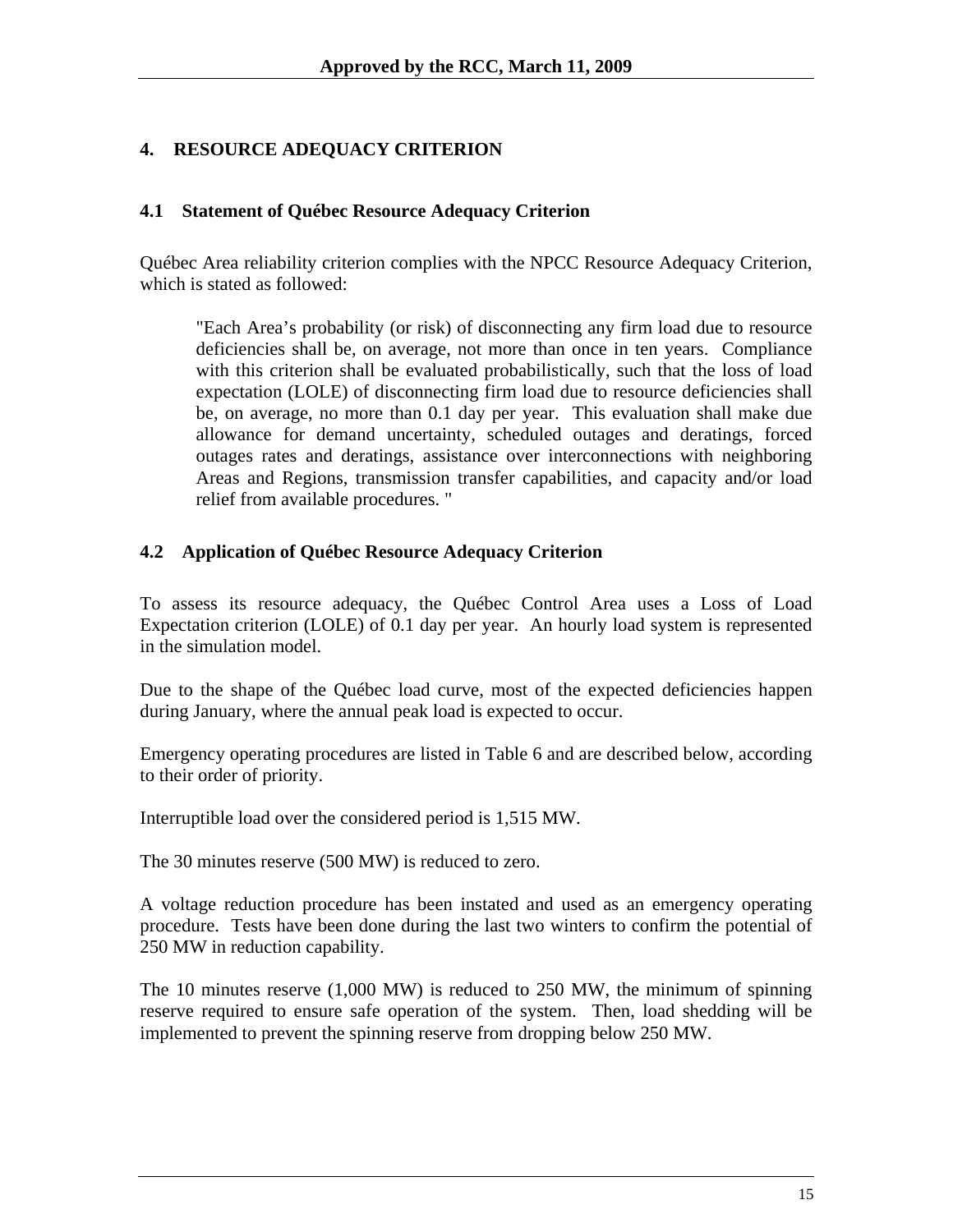## 4. RESOURCE ADEQUACY CRITERION

### 4.1 Statement of Québec Resource Adequacy Criterion

Québec Area reliability criterion complies with the NPCC Resource Adequacy Criterion, which is stated as followed:

> "Each Area's probability (or risk) of disconnecting any firm load due to resource deficiencies shall be, on average, not more than once in ten years. Compliance with this criterion shall be evaluated probabilistically, such that the loss of load expectation (LOLE) of disconnecting firm load due to resource deficiencies shall be, on average, no more than 0.1 day per year. This evaluation shall make due allowance for demand uncertainty, scheduled outages and deratings, forced outages rates and deratings, assistance over interconnections with neighboring Areas and Regions, transmission transfer capabilities, and capacity and/or load relief from available procedures. "

### 4.2 Application of Québec Resource Adequacy Criterion

To assess its resource adequacy, the Québec Control Area uses a Loss of Load Expectation criterion (LOLE) of 0.1 day per year. An hourly load system is represented in the simulation model.

Due to the shape of the Québec load curve, most of the expected deficiencies happen during January, where the annual peak load is expected to occur.

Emergency operating procedures are listed in Table 6 and are described below, according to their order of priority.

Interruptible load over the considered period is 1,515 MW.

The 30 minutes reserve (500 MW) is reduced to zero.

A voltage reduction procedure has been instated and used as an emergency operating procedure. Tests have been done during the last two winters to confirm the potential of 250 MW in reduction capability.

The 10 minutes reserve (1,000 MW) is reduced to 250 MW, the minimum of spinning reserve required to ensure safe operation of the system. Then, load shedding will be implemented to prevent the spinning reserve from dropping below 250 MW.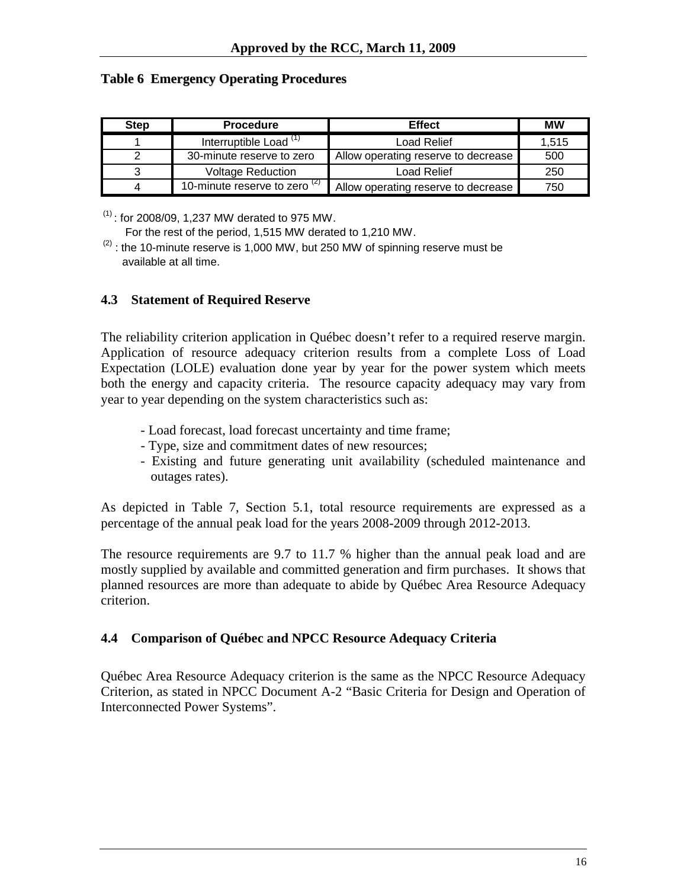**Table 6 Emergency Operating Procedures**

| Step | Procedure | Effect | MW |
|---|---|---|---|
| 1 | Interruptible Load [(1)] | Load Relief | 1,515 |
| 2 | 30-minute reserve to zero | Allow operating reserve to decrease | 500 |
| 3 | Voltage Reduction | Load Relief | 250 |
| 4 | 10-minute reserve to zero [(2)] | Allow operating reserve to decrease | 750 |

[(1)] : for 2008/09, 1,237 MW derated to 975 MW.
For the rest of the period, 1,515 MW derated to 1,210 MW.

[(2)] : the 10-minute reserve is 1,000 MW, but 250 MW of spinning reserve must be available at all time.

## 4.3 Statement of Required Reserve

The reliability criterion application in Québec doesn't refer to a required reserve margin. Application of resource adequacy criterion results from a complete Loss of Load Expectation (LOLE) evaluation done year by year for the power system which meets both the energy and capacity criteria. The resource capacity adequacy may vary from year to year depending on the system characteristics such as:

- Load forecast, load forecast uncertainty and time frame;
- Type, size and commitment dates of new resources;
- Existing and future generating unit availability (scheduled maintenance and outages rates).

As depicted in Table 7, Section 5.1, total resource requirements are expressed as a percentage of the annual peak load for the years 2008-2009 through 2012-2013.

The resource requirements are 9.7 to 11.7 % higher than the annual peak load and are mostly supplied by available and committed generation and firm purchases. It shows that planned resources are more than adequate to abide by Québec Area Resource Adequacy criterion.

## 4.4 Comparison of Québec and NPCC Resource Adequacy Criteria

Québec Area Resource Adequacy criterion is the same as the NPCC Resource Adequacy Criterion, as stated in NPCC Document A-2 "Basic Criteria for Design and Operation of Interconnected Power Systems".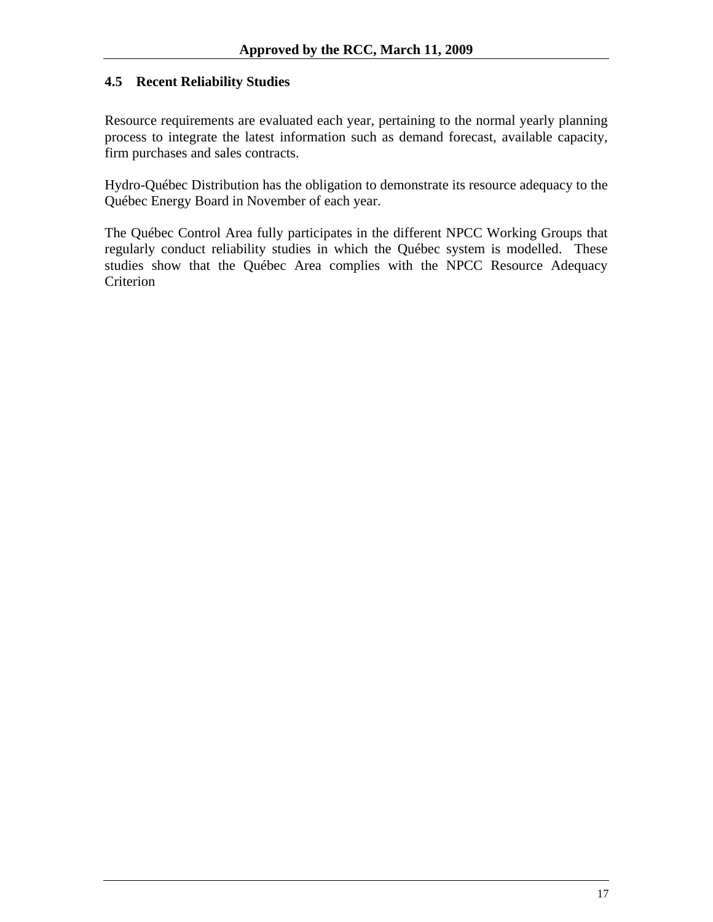### 4.5 Recent Reliability Studies

Resource requirements are evaluated each year, pertaining to the normal yearly planning process to integrate the latest information such as demand forecast, available capacity, firm purchases and sales contracts.

Hydro-Québec Distribution has the obligation to demonstrate its resource adequacy to the Québec Energy Board in November of each year.

The Québec Control Area fully participates in the different NPCC Working Groups that regularly conduct reliability studies in which the Québec system is modelled. These studies show that the Québec Area complies with the NPCC Resource Adequacy Criterion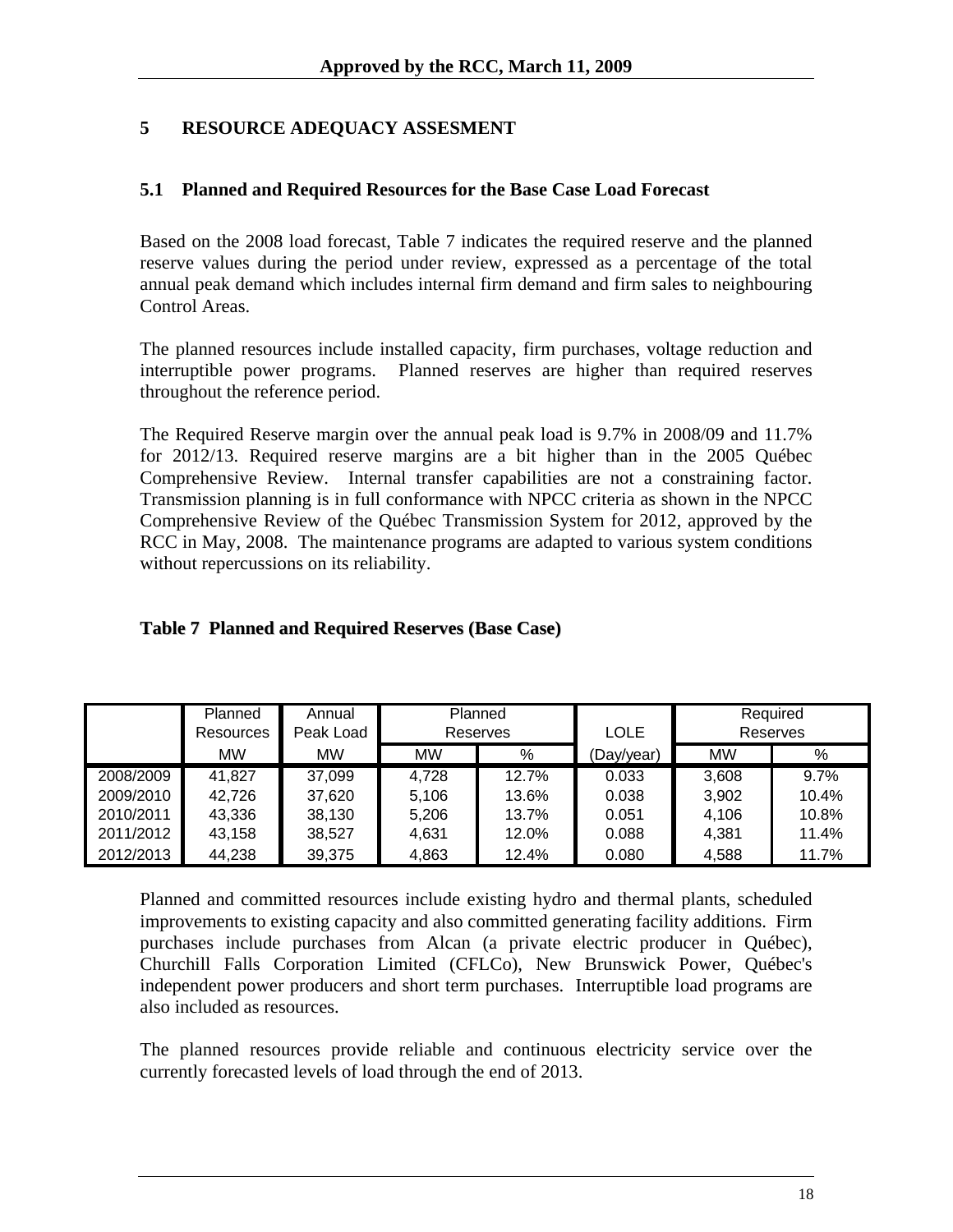## 5 RESOURCE ADEQUACY ASSESMENT

### 5.1 Planned and Required Resources for the Base Case Load Forecast

Based on the 2008 load forecast, Table 7 indicates the required reserve and the planned reserve values during the period under review, expressed as a percentage of the total annual peak demand which includes internal firm demand and firm sales to neighbouring Control Areas.

The planned resources include installed capacity, firm purchases, voltage reduction and interruptible power programs. Planned reserves are higher than required reserves throughout the reference period.

The Required Reserve margin over the annual peak load is 9.7% in 2008/09 and 11.7% for 2012/13. Required reserve margins are a bit higher than in the 2005 Québec Comprehensive Review. Internal transfer capabilities are not a constraining factor. Transmission planning is in full conformance with NPCC criteria as shown in the NPCC Comprehensive Review of the Québec Transmission System for 2012, approved by the RCC in May, 2008. The maintenance programs are adapted to various system conditions without repercussions on its reliability.

**Table 7 Planned and Required Reserves (Base Case)**

| | Planned Resources | Annual Peak Load | Planned Reserves | | LOLE | Required Reserves | |
|---|---|---|---|---|---|---|---|
| | MW | MW | MW | % | (Day/year) | MW | % |
| 2008/2009 | 41,827 | 37,099 | 4,728 | 12.7% | 0.033 | 3,608 | 9.7% |
| 2009/2010 | 42,726 | 37,620 | 5,106 | 13.6% | 0.038 | 3,902 | 10.4% |
| 2010/2011 | 43,336 | 38,130 | 5,206 | 13.7% | 0.051 | 4,106 | 10.8% |
| 2011/2012 | 43,158 | 38,527 | 4,631 | 12.0% | 0.088 | 4,381 | 11.4% |
| 2012/2013 | 44,238 | 39,375 | 4,863 | 12.4% | 0.080 | 4,588 | 11.7% |

Planned and committed resources include existing hydro and thermal plants, scheduled improvements to existing capacity and also committed generating facility additions. Firm purchases include purchases from Alcan (a private electric producer in Québec), Churchill Falls Corporation Limited (CFLCo), New Brunswick Power, Québec's independent power producers and short term purchases. Interruptible load programs are also included as resources.

The planned resources provide reliable and continuous electricity service over the currently forecasted levels of load through the end of 2013.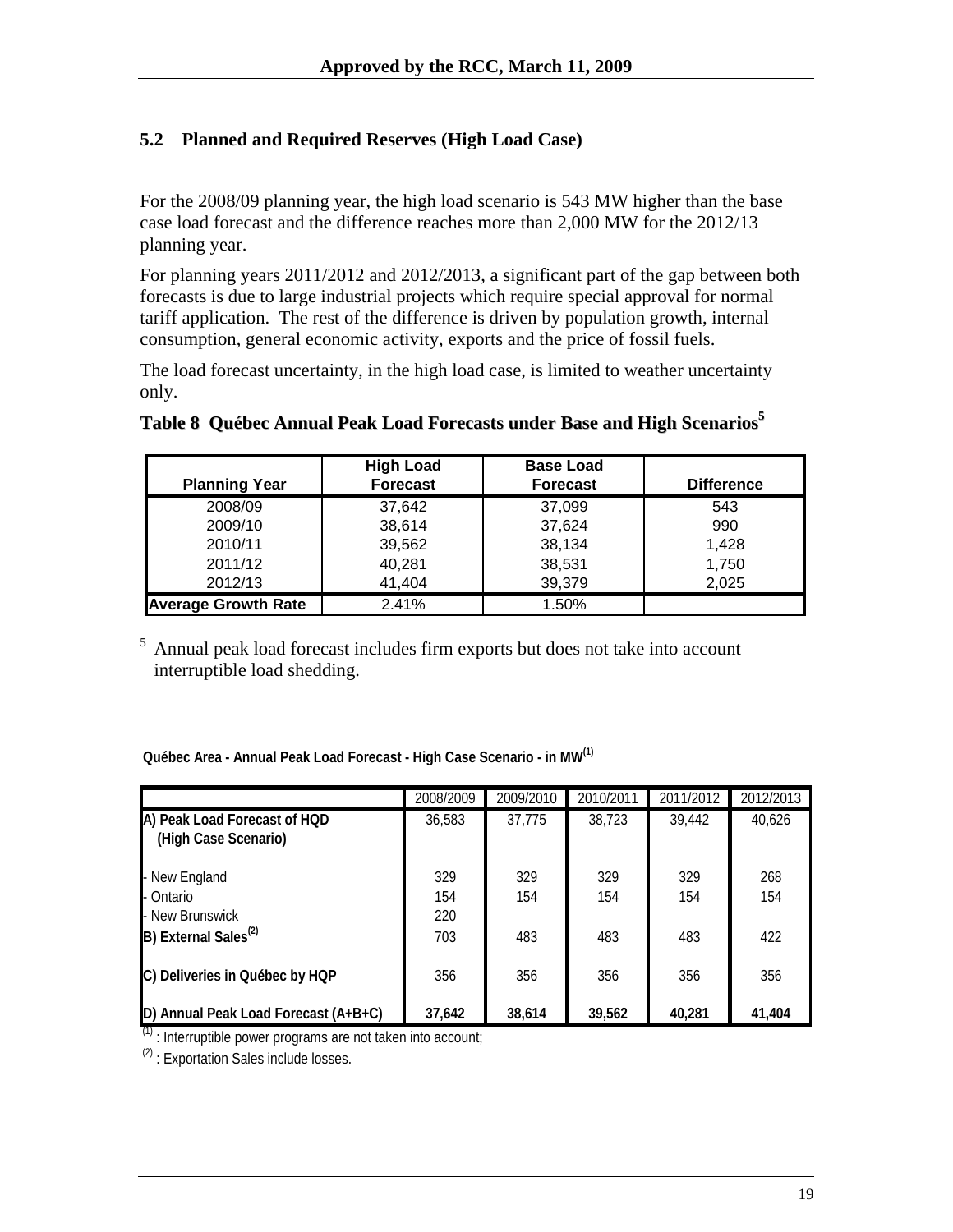## 5.2 Planned and Required Reserves (High Load Case)

For the 2008/09 planning year, the high load scenario is 543 MW higher than the base case load forecast and the difference reaches more than 2,000 MW for the 2012/13 planning year.

For planning years 2011/2012 and 2012/2013, a significant part of the gap between both forecasts is due to large industrial projects which require special approval for normal tariff application. The rest of the difference is driven by population growth, internal consumption, general economic activity, exports and the price of fossil fuels.

The load forecast uncertainty, in the high load case, is limited to weather uncertainty only.

**Table 8 Québec Annual Peak Load Forecasts under Base and High Scenarios[5]**

| Planning Year | High Load Forecast | Base Load Forecast | Difference |
|---|---|---|---|
| 2008/09 | 37,642 | 37,099 | 543 |
| 2009/10 | 38,614 | 37,624 | 990 |
| 2010/11 | 39,562 | 38,134 | 1,428 |
| 2011/12 | 40,281 | 38,531 | 1,750 |
| 2012/13 | 41,404 | 39,379 | 2,025 |
| **Average Growth Rate** | 2.41% | 1.50% | |

[5] Annual peak load forecast includes firm exports but does not take into account interruptible load shedding.

**Québec Area - Annual Peak Load Forecast - High Case Scenario - in MW[(1)]**

| | 2008/2009 | 2009/2010 | 2010/2011 | 2011/2012 | 2012/2013 |
|---|---|---|---|---|---|
| **A) Peak Load Forecast of HQD (High Case Scenario)** | 36,583 | 37,775 | 38,723 | 39,442 | 40,626 |
| - New England | 329 | 329 | 329 | 329 | 268 |
| - Ontario | 154 | 154 | 154 | 154 | 154 |
| - New Brunswick | 220 | | | | |
| **B) External Sales[(2)]** | 703 | 483 | 483 | 483 | 422 |
| **C) Deliveries in Québec by HQP** | 356 | 356 | 356 | 356 | 356 |
| **D) Annual Peak Load Forecast (A+B+C)** | **37,642** | **38,614** | **39,562** | **40,281** | **41,404** |

(1) : Interruptible power programs are not taken into account;

(2) : Exportation Sales include losses.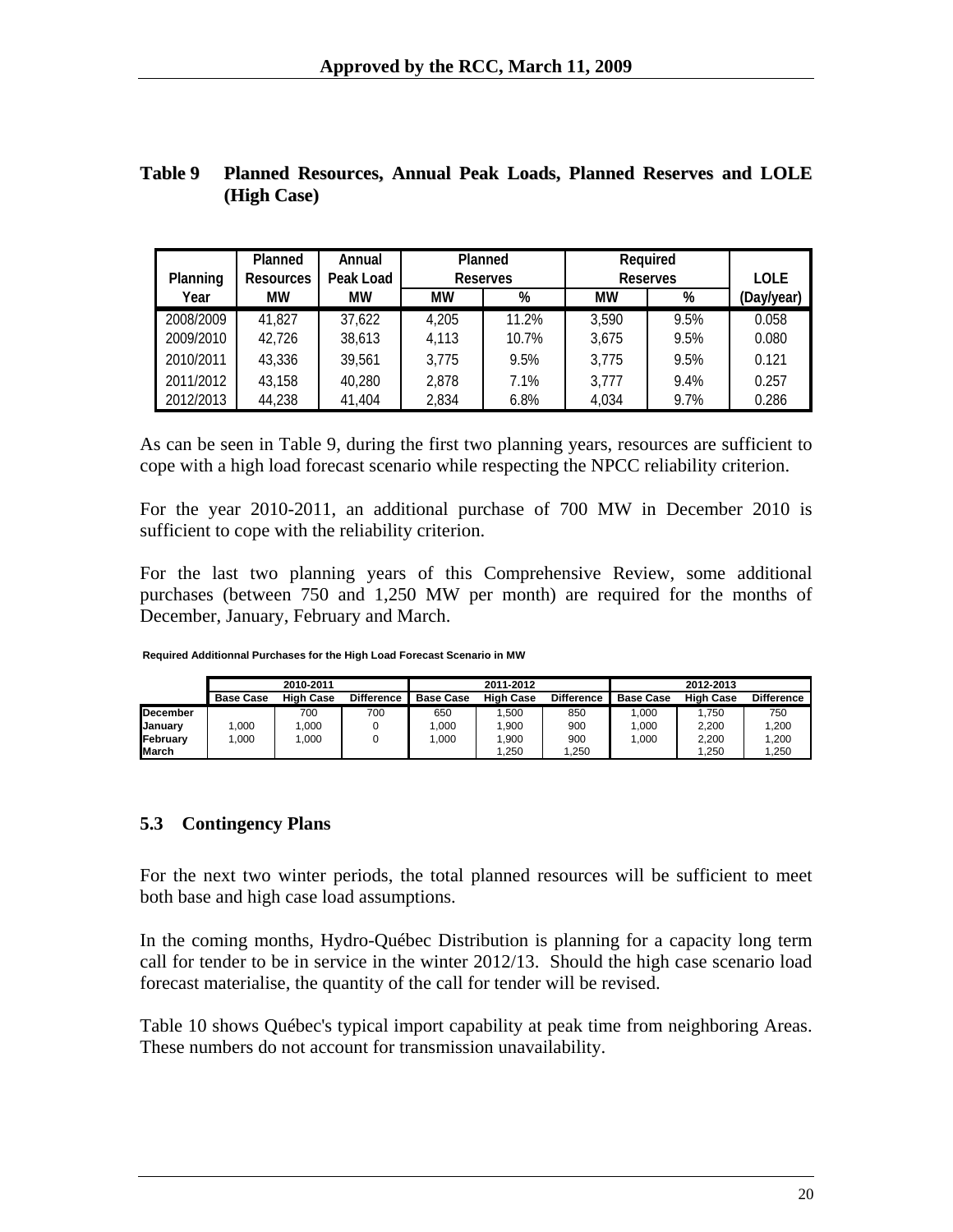**Table 9 Planned Resources, Annual Peak Loads, Planned Reserves and LOLE (High Case)**

| Planning Year | Planned Resources MW | Annual Peak Load MW | Planned Reserves MW | Planned Reserves % | Required Reserves MW | Required Reserves % | LOLE (Day/year) |
|---|---|---|---|---|---|---|---|
| 2008/2009 | 41,827 | 37,622 | 4,205 | 11.2% | 3,590 | 9.5% | 0.058 |
| 2009/2010 | 42,726 | 38,613 | 4,113 | 10.7% | 3,675 | 9.5% | 0.080 |
| 2010/2011 | 43,336 | 39,561 | 3,775 | 9.5% | 3,775 | 9.5% | 0.121 |
| 2011/2012 | 43,158 | 40,280 | 2,878 | 7.1% | 3,777 | 9.4% | 0.257 |
| 2012/2013 | 44,238 | 41,404 | 2,834 | 6.8% | 4,034 | 9.7% | 0.286 |

As can be seen in Table 9, during the first two planning years, resources are sufficient to cope with a high load forecast scenario while respecting the NPCC reliability criterion.

For the year 2010-2011, an additional purchase of 700 MW in December 2010 is sufficient to cope with the reliability criterion.

For the last two planning years of this Comprehensive Review, some additional purchases (between 750 and 1,250 MW per month) are required for the months of December, January, February and March.

**Required Additionnal Purchases for the High Load Forecast Scenario in MW**

| | 2010-2011 | | | 2011-2012 | | | 2012-2013 | | |
|---|---|---|---|---|---|---|---|---|---|
| | Base Case | High Case | Difference | Base Case | High Case | Difference | Base Case | High Case | Difference |
| **December** | | 700 | 700 | 650 | 1,500 | 850 | 1,000 | 1,750 | 750 |
| **January** | 1,000 | 1,000 | 0 | 1,000 | 1,900 | 900 | 1,000 | 2,200 | 1,200 |
| **February** | 1,000 | 1,000 | 0 | 1,000 | 1,900 | 900 | 1,000 | 2,200 | 1,200 |
| **March** | | | | | 1,250 | 1,250 | | 1,250 | 1,250 |

## 5.3 Contingency Plans

For the next two winter periods, the total planned resources will be sufficient to meet both base and high case load assumptions.

In the coming months, Hydro-Québec Distribution is planning for a capacity long term call for tender to be in service in the winter 2012/13. Should the high case scenario load forecast materialise, the quantity of the call for tender will be revised.

Table 10 shows Québec's typical import capability at peak time from neighboring Areas. These numbers do not account for transmission unavailability.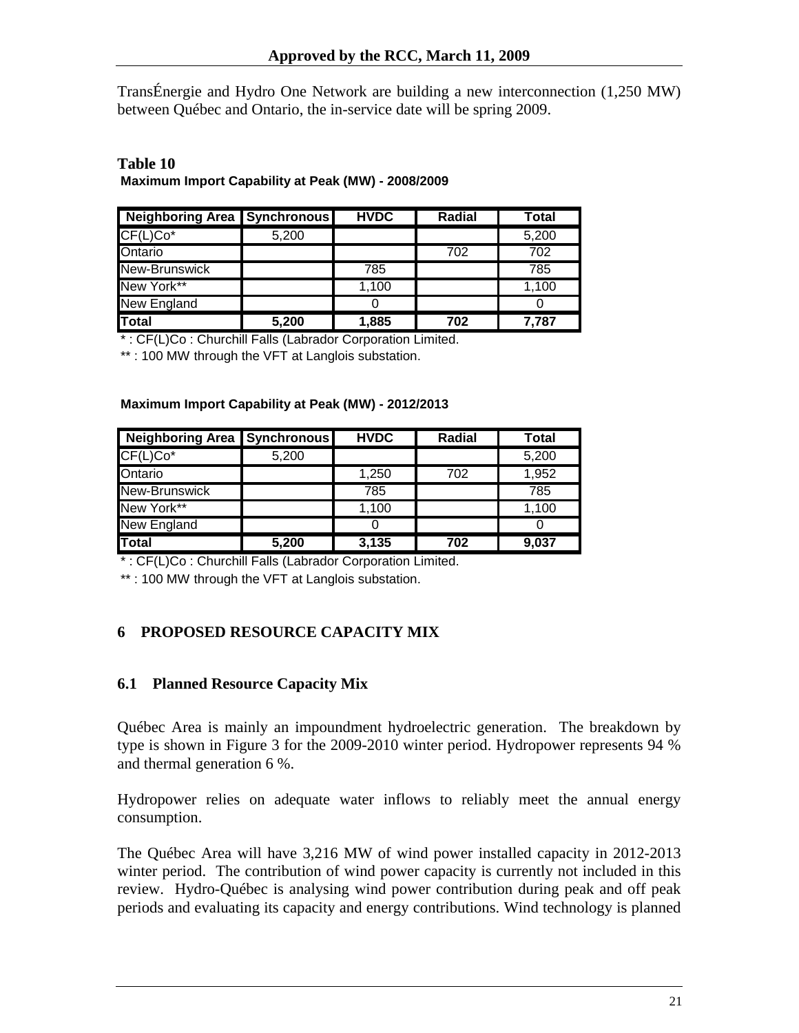TransÉnergie and Hydro One Network are building a new interconnection (1,250 MW) between Québec and Ontario, the in-service date will be spring 2009.

**Table 10**

**Maximum Import Capability at Peak (MW) - 2008/2009**

| Neighboring Area | Synchronous | HVDC | Radial | Total |
|---|---|---|---|---|
| CF(L)Co* | 5,200 | | | 5,200 |
| Ontario | | | 702 | 702 |
| New-Brunswick | | 785 | | 785 |
| New York** | | 1,100 | | 1,100 |
| New England | | 0 | | 0 |
| **Total** | **5,200** | **1,885** | **702** | **7,787** |

* : CF(L)Co : Churchill Falls (Labrador Corporation Limited.

** : 100 MW through the VFT at Langlois substation.

**Maximum Import Capability at Peak (MW) - 2012/2013**

| Neighboring Area | Synchronous | HVDC | Radial | Total |
|---|---|---|---|---|
| CF(L)Co* | 5,200 | | | 5,200 |
| Ontario | | 1,250 | 702 | 1,952 |
| New-Brunswick | | 785 | | 785 |
| New York** | | 1,100 | | 1,100 |
| New England | | 0 | | 0 |
| **Total** | **5,200** | **3,135** | **702** | **9,037** |

* : CF(L)Co : Churchill Falls (Labrador Corporation Limited.

** : 100 MW through the VFT at Langlois substation.

## 6 PROPOSED RESOURCE CAPACITY MIX

### 6.1 Planned Resource Capacity Mix

Québec Area is mainly an impoundment hydroelectric generation. The breakdown by type is shown in Figure 3 for the 2009-2010 winter period. Hydropower represents 94 % and thermal generation 6 %.

Hydropower relies on adequate water inflows to reliably meet the annual energy consumption.

The Québec Area will have 3,216 MW of wind power installed capacity in 2012-2013 winter period. The contribution of wind power capacity is currently not included in this review. Hydro-Québec is analysing wind power contribution during peak and off peak periods and evaluating its capacity and energy contributions. Wind technology is planned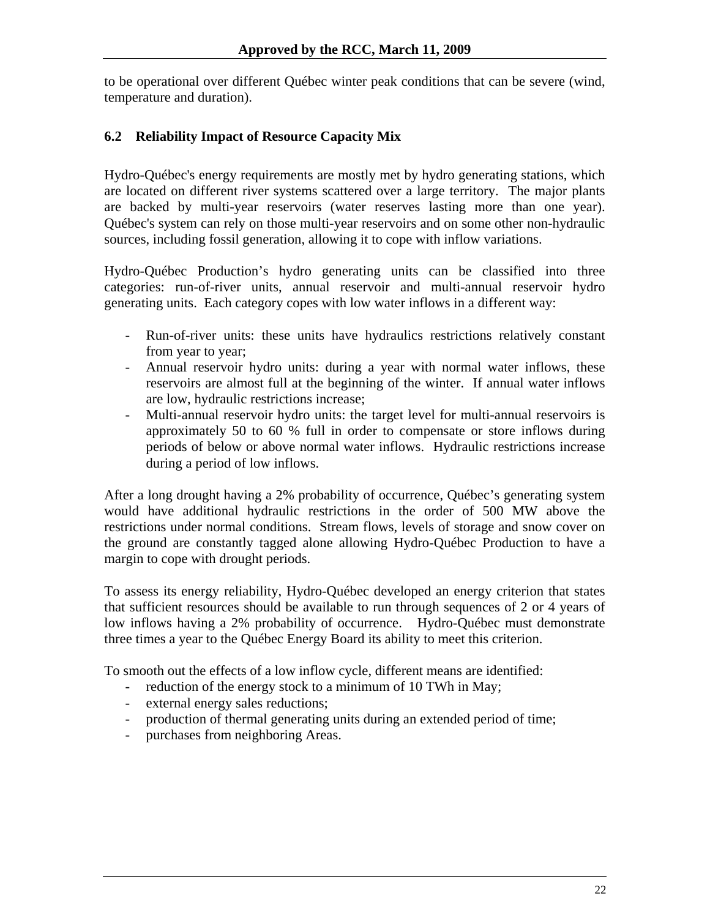to be operational over different Québec winter peak conditions that can be severe (wind, temperature and duration).

### 6.2 Reliability Impact of Resource Capacity Mix

Hydro-Québec's energy requirements are mostly met by hydro generating stations, which are located on different river systems scattered over a large territory. The major plants are backed by multi-year reservoirs (water reserves lasting more than one year). Québec's system can rely on those multi-year reservoirs and on some other non-hydraulic sources, including fossil generation, allowing it to cope with inflow variations.

Hydro-Québec Production’s hydro generating units can be classified into three categories: run-of-river units, annual reservoir and multi-annual reservoir hydro generating units. Each category copes with low water inflows in a different way:

- Run-of-river units: these units have hydraulics restrictions relatively constant from year to year;
- Annual reservoir hydro units: during a year with normal water inflows, these reservoirs are almost full at the beginning of the winter. If annual water inflows are low, hydraulic restrictions increase;
- Multi-annual reservoir hydro units: the target level for multi-annual reservoirs is approximately 50 to 60 % full in order to compensate or store inflows during periods of below or above normal water inflows. Hydraulic restrictions increase during a period of low inflows.

After a long drought having a 2% probability of occurrence, Québec’s generating system would have additional hydraulic restrictions in the order of 500 MW above the restrictions under normal conditions. Stream flows, levels of storage and snow cover on the ground are constantly tagged alone allowing Hydro-Québec Production to have a margin to cope with drought periods.

To assess its energy reliability, Hydro-Québec developed an energy criterion that states that sufficient resources should be available to run through sequences of 2 or 4 years of low inflows having a 2% probability of occurrence. Hydro-Québec must demonstrate three times a year to the Québec Energy Board its ability to meet this criterion.

To smooth out the effects of a low inflow cycle, different means are identified:

- reduction of the energy stock to a minimum of 10 TWh in May;
- external energy sales reductions;
- production of thermal generating units during an extended period of time;
- purchases from neighboring Areas.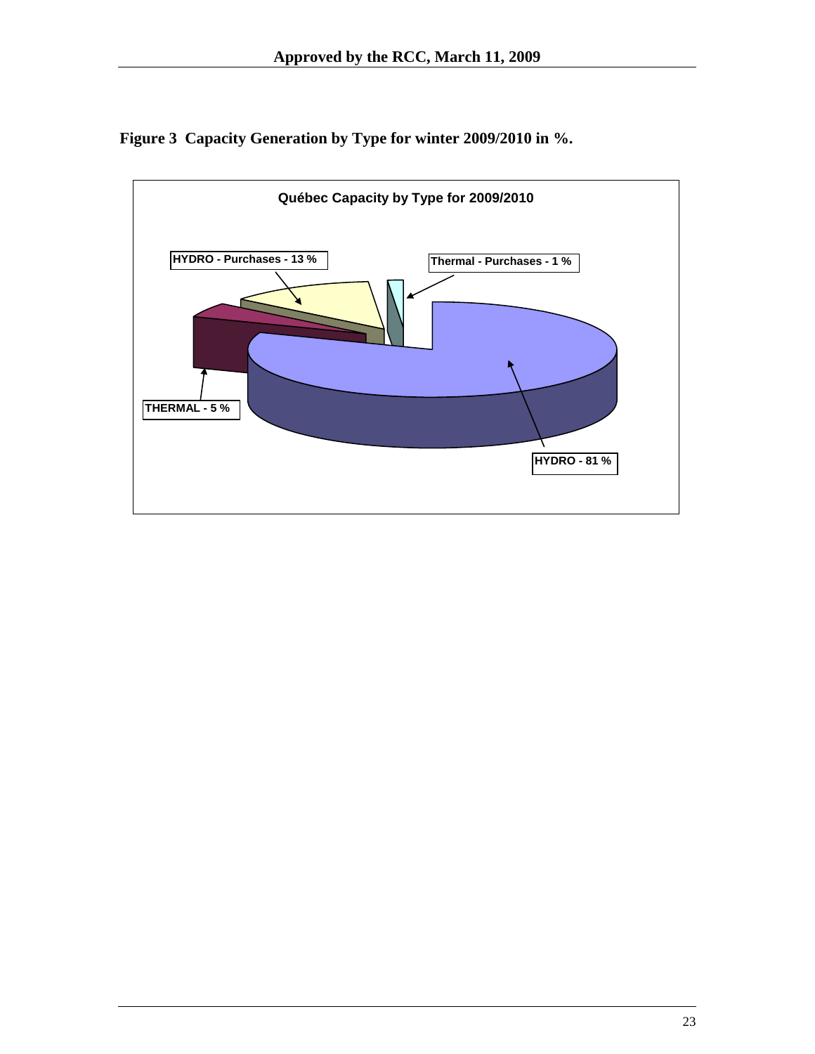**Figure 3 Capacity Generation by Type for winter 2009/2010 in %.**

**Québec Capacity by Type for 2009/2010**

HYDRO - Purchases - 13 %

Thermal - Purchases - 1 %

THERMAL - 5 %

HYDRO - 81 %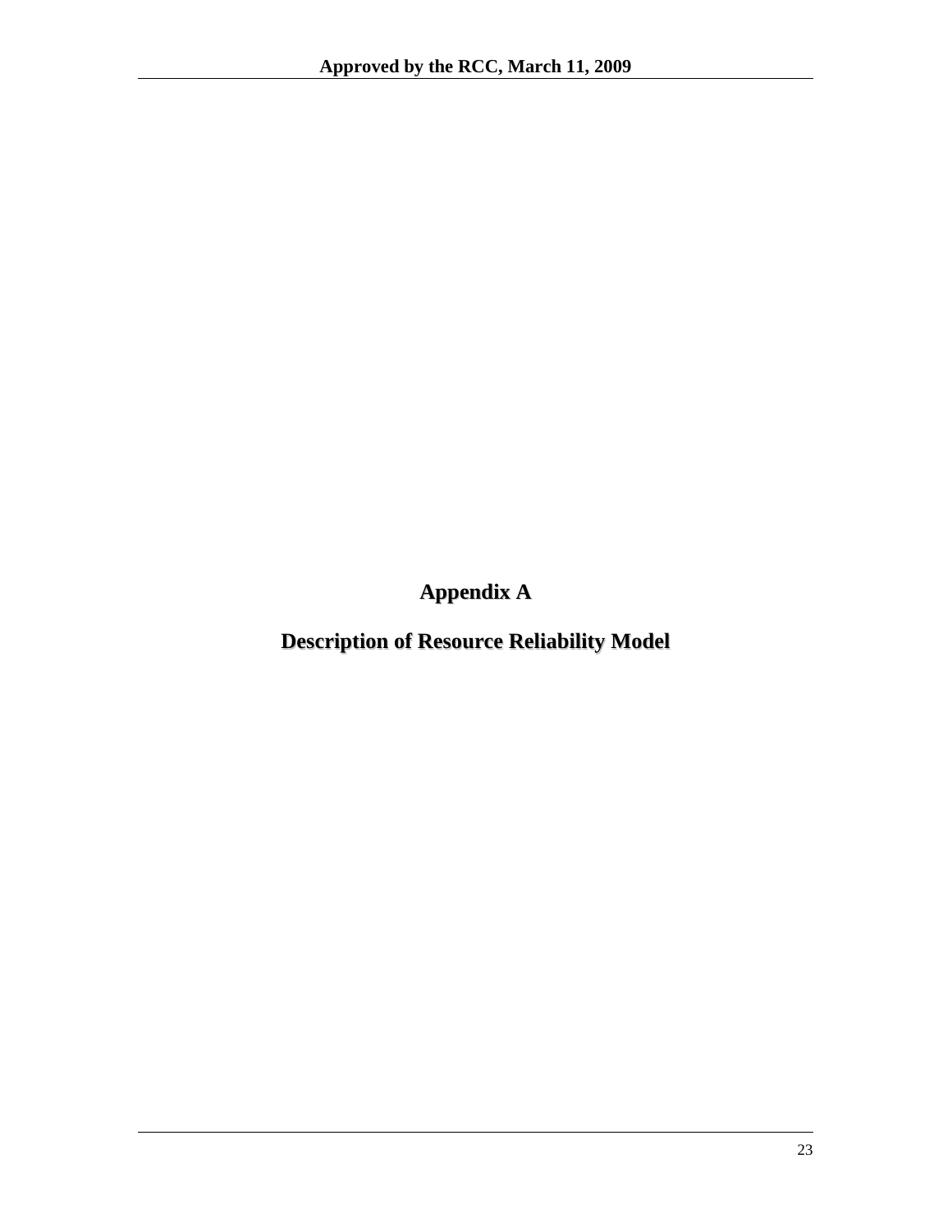# Appendix A

## Description of Resource Reliability Model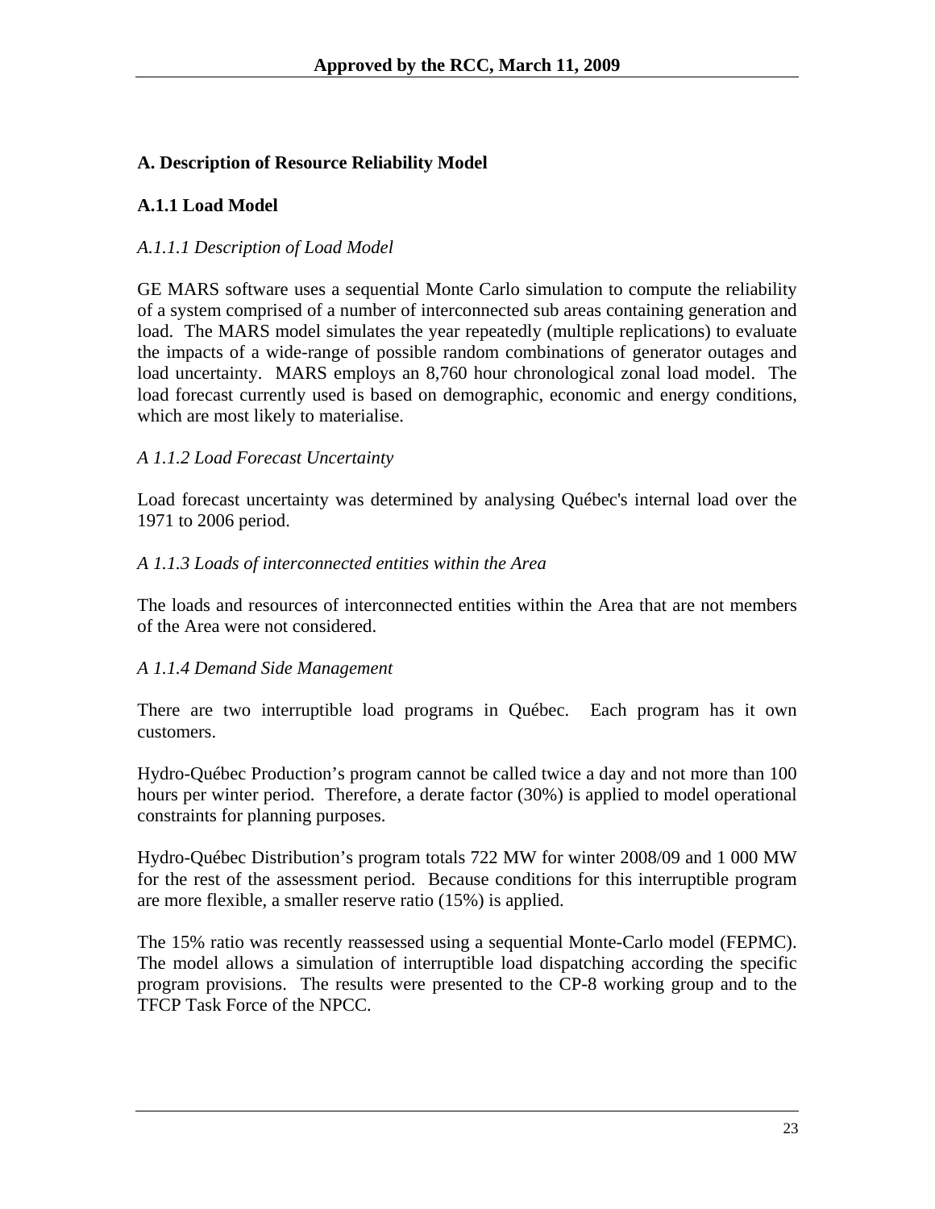## A. Description of Resource Reliability Model

### A.1.1 Load Model

*A.1.1.1 Description of Load Model*

GE MARS software uses a sequential Monte Carlo simulation to compute the reliability of a system comprised of a number of interconnected sub areas containing generation and load. The MARS model simulates the year repeatedly (multiple replications) to evaluate the impacts of a wide-range of possible random combinations of generator outages and load uncertainty. MARS employs an 8,760 hour chronological zonal load model. The load forecast currently used is based on demographic, economic and energy conditions, which are most likely to materialise.

*A 1.1.2 Load Forecast Uncertainty*

Load forecast uncertainty was determined by analysing Québec's internal load over the 1971 to 2006 period.

*A 1.1.3 Loads of interconnected entities within the Area*

The loads and resources of interconnected entities within the Area that are not members of the Area were not considered.

*A 1.1.4 Demand Side Management*

There are two interruptible load programs in Québec. Each program has it own customers.

Hydro-Québec Production's program cannot be called twice a day and not more than 100 hours per winter period. Therefore, a derate factor (30%) is applied to model operational constraints for planning purposes.

Hydro-Québec Distribution's program totals 722 MW for winter 2008/09 and 1 000 MW for the rest of the assessment period. Because conditions for this interruptible program are more flexible, a smaller reserve ratio (15%) is applied.

The 15% ratio was recently reassessed using a sequential Monte-Carlo model (FEPMC). The model allows a simulation of interruptible load dispatching according the specific program provisions. The results were presented to the CP-8 working group and to the TFCP Task Force of the NPCC.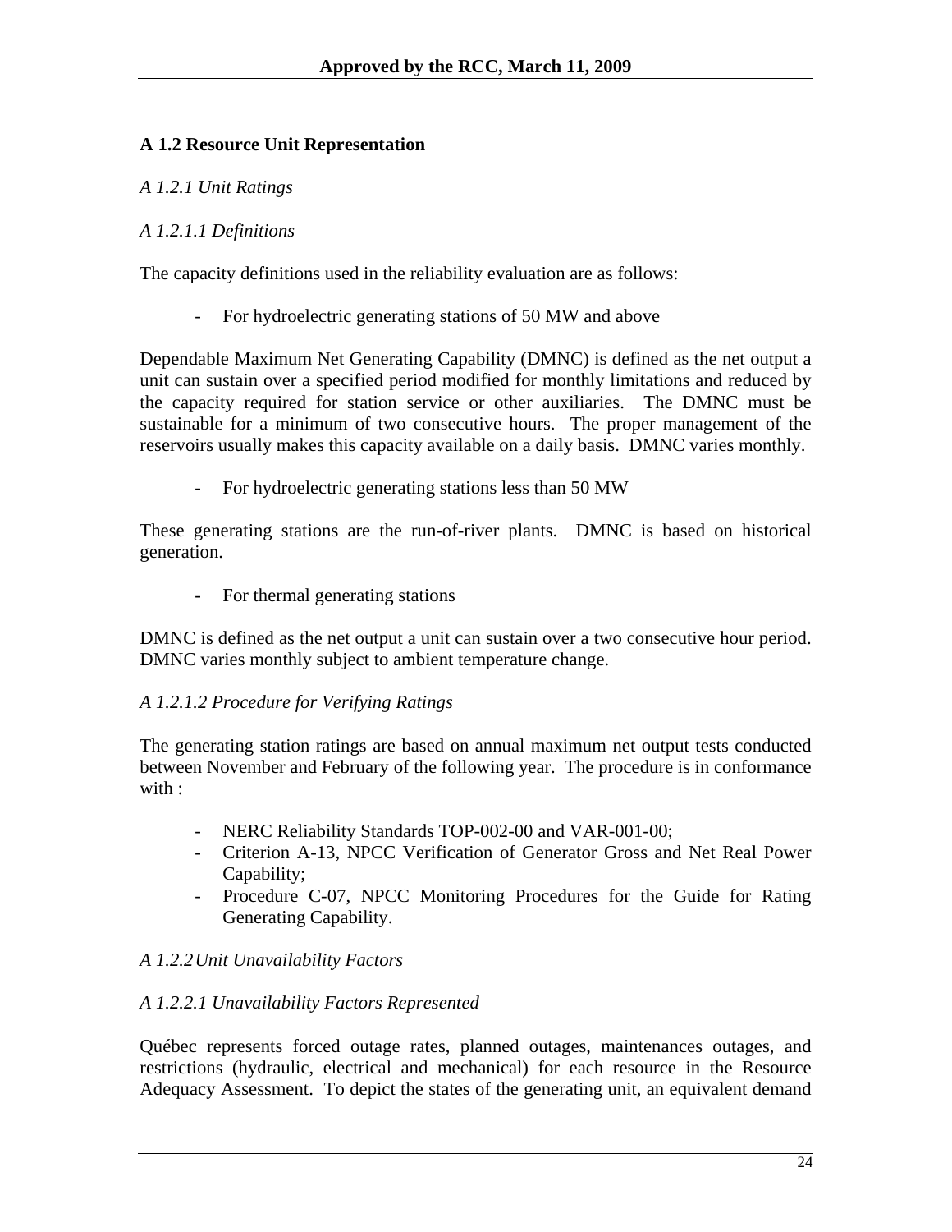### A 1.2 Resource Unit Representation

*A 1.2.1 Unit Ratings*

*A 1.2.1.1 Definitions*

The capacity definitions used in the reliability evaluation are as follows:

- For hydroelectric generating stations of 50 MW and above

Dependable Maximum Net Generating Capability (DMNC) is defined as the net output a unit can sustain over a specified period modified for monthly limitations and reduced by the capacity required for station service or other auxiliaries. The DMNC must be sustainable for a minimum of two consecutive hours. The proper management of the reservoirs usually makes this capacity available on a daily basis. DMNC varies monthly.

- For hydroelectric generating stations less than 50 MW

These generating stations are the run-of-river plants. DMNC is based on historical generation.

- For thermal generating stations

DMNC is defined as the net output a unit can sustain over a two consecutive hour period. DMNC varies monthly subject to ambient temperature change.

*A 1.2.1.2 Procedure for Verifying Ratings*

The generating station ratings are based on annual maximum net output tests conducted between November and February of the following year. The procedure is in conformance with :

- NERC Reliability Standards TOP-002-00 and VAR-001-00;
- Criterion A-13, NPCC Verification of Generator Gross and Net Real Power Capability;
- Procedure C-07, NPCC Monitoring Procedures for the Guide for Rating Generating Capability.

*A 1.2.2 Unit Unavailability Factors*

*A 1.2.2.1 Unavailability Factors Represented*

Québec represents forced outage rates, planned outages, maintenances outages, and restrictions (hydraulic, electrical and mechanical) for each resource in the Resource Adequacy Assessment. To depict the states of the generating unit, an equivalent demand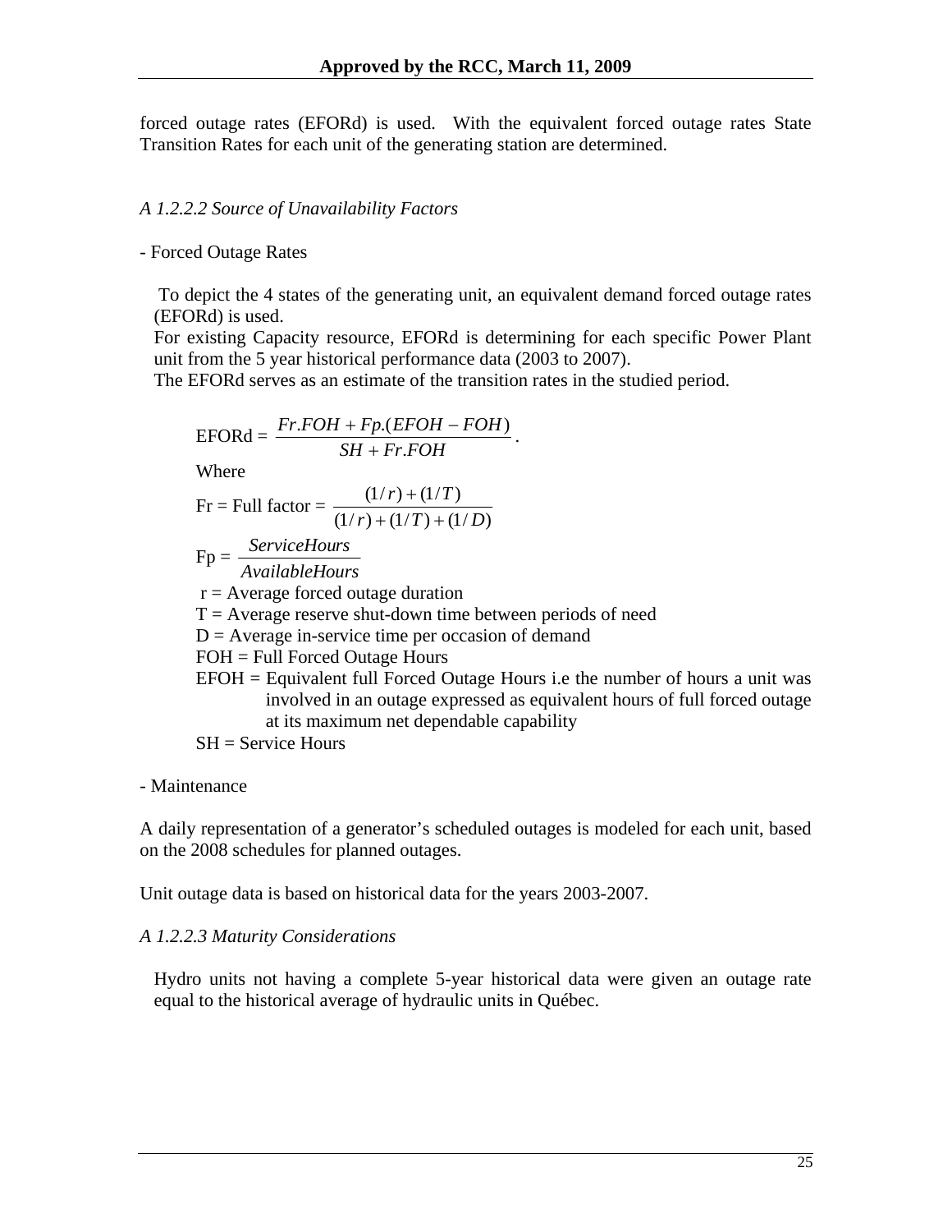forced outage rates (EFORd) is used. With the equivalent forced outage rates State Transition Rates for each unit of the generating station are determined.

*A 1.2.2.2 Source of Unavailability Factors*

- Forced Outage Rates

To depict the 4 states of the generating unit, an equivalent demand forced outage rates (EFORd) is used.
For existing Capacity resource, EFORd is determining for each specific Power Plant unit from the 5 year historical performance data (2003 to 2007).
The EFORd serves as an estimate of the transition rates in the studied period.

$$\text{EFORd} = \frac{Fr.FOH + Fp.(EFOH - FOH)}{SH + Fr.FOH}.$$

Where

$$\text{Fr} = \text{Full factor} = \frac{(1/r) + (1/T)}{(1/r) + (1/T) + (1/D)}$$

$$\text{Fp} = \frac{ServiceHours}{AvailableHours}$$

r = Average forced outage duration
T = Average reserve shut-down time between periods of need
D = Average in-service time per occasion of demand
FOH = Full Forced Outage Hours
EFOH = Equivalent full Forced Outage Hours i.e the number of hours a unit was involved in an outage expressed as equivalent hours of full forced outage at its maximum net dependable capability
SH = Service Hours

- Maintenance

A daily representation of a generator's scheduled outages is modeled for each unit, based on the 2008 schedules for planned outages.

Unit outage data is based on historical data for the years 2003-2007.

*A 1.2.2.3 Maturity Considerations*

Hydro units not having a complete 5-year historical data were given an outage rate equal to the historical average of hydraulic units in Québec.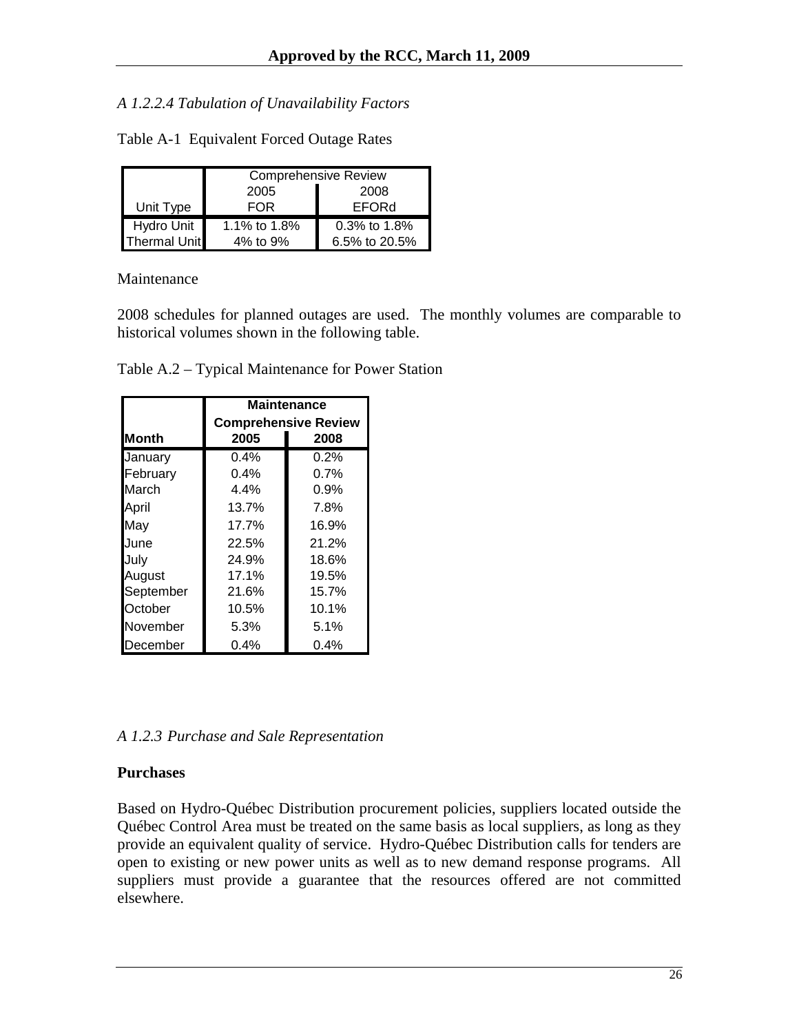*A 1.2.2.4 Tabulation of Unavailability Factors*

Table A-1 Equivalent Forced Outage Rates

| | Comprehensive Review | |
|---|---|---|
| Unit Type | 2005 FOR | 2008 EFORd |
| Hydro Unit | 1.1% to 1.8% | 0.3% to 1.8% |
| Thermal Unit | 4% to 9% | 6.5% to 20.5% |

Maintenance

2008 schedules for planned outages are used. The monthly volumes are comparable to historical volumes shown in the following table.

Table A.2 – Typical Maintenance for Power Station

| | **Maintenance Comprehensive Review** | |
|---|---|---|
| **Month** | **2005** | **2008** |
| January | 0.4% | 0.2% |
| February | 0.4% | 0.7% |
| March | 4.4% | 0.9% |
| April | 13.7% | 7.8% |
| May | 17.7% | 16.9% |
| June | 22.5% | 21.2% |
| July | 24.9% | 18.6% |
| August | 17.1% | 19.5% |
| September | 21.6% | 15.7% |
| October | 10.5% | 10.1% |
| November | 5.3% | 5.1% |
| December | 0.4% | 0.4% |

*A 1.2.3 Purchase and Sale Representation*

**Purchases**

Based on Hydro-Québec Distribution procurement policies, suppliers located outside the Québec Control Area must be treated on the same basis as local suppliers, as long as they provide an equivalent quality of service. Hydro-Québec Distribution calls for tenders are open to existing or new power units as well as to new demand response programs. All suppliers must provide a guarantee that the resources offered are not committed elsewhere.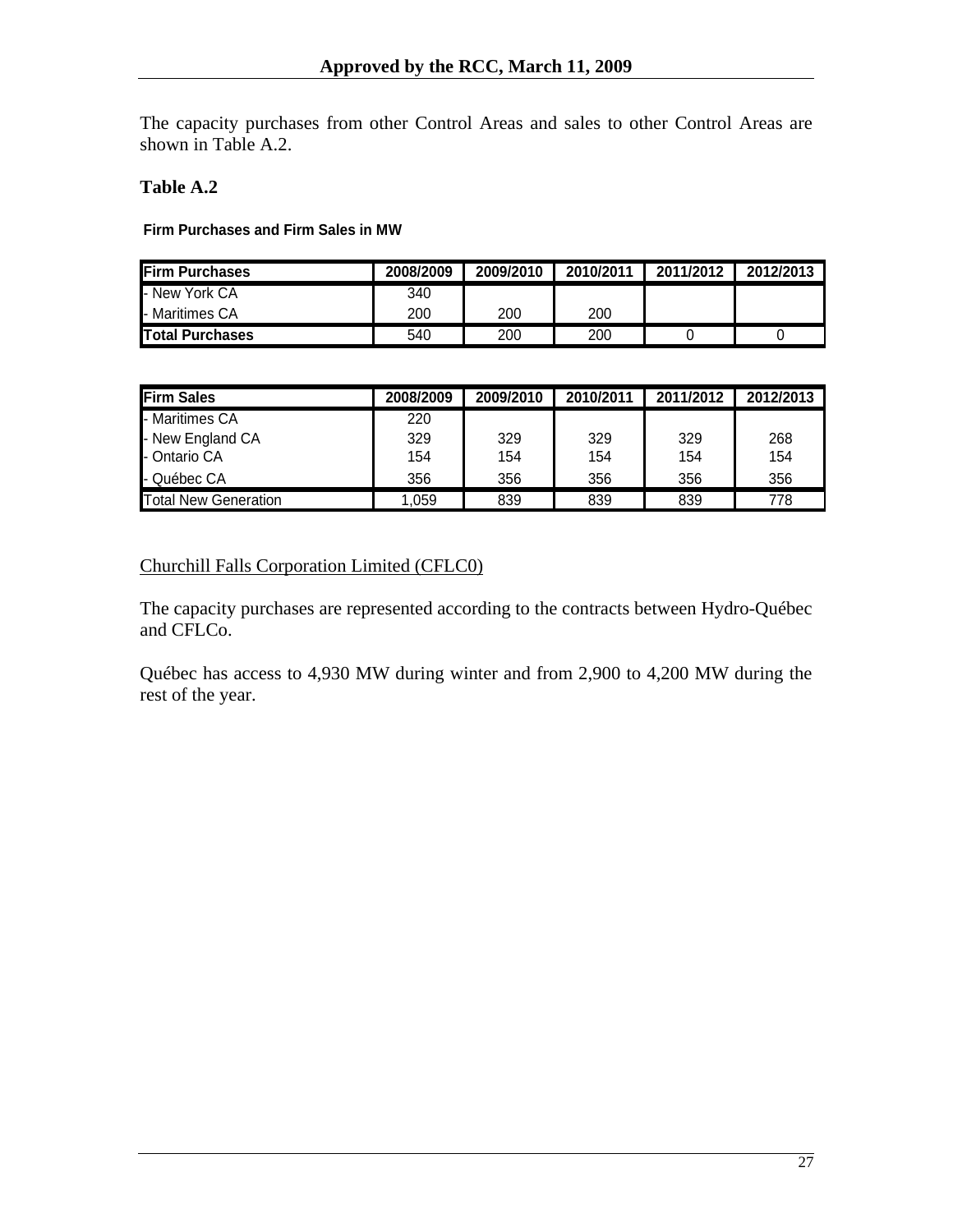The capacity purchases from other Control Areas and sales to other Control Areas are shown in Table A.2.

**Table A.2**

**Firm Purchases and Firm Sales in MW**

| Firm Purchases | 2008/2009 | 2009/2010 | 2010/2011 | 2011/2012 | 2012/2013 |
|---|---|---|---|---|---|
| - New York CA | 340 | | | | |
| - Maritimes CA | 200 | 200 | 200 | | |
| **Total Purchases** | 540 | 200 | 200 | 0 | 0 |

| Firm Sales | 2008/2009 | 2009/2010 | 2010/2011 | 2011/2012 | 2012/2013 |
|---|---|---|---|---|---|
| - Maritimes CA | 220 | | | | |
| - New England CA | 329 | 329 | 329 | 329 | 268 |
| - Ontario CA | 154 | 154 | 154 | 154 | 154 |
| - Québec CA | 356 | 356 | 356 | 356 | 356 |
| Total New Generation | 1,059 | 839 | 839 | 839 | 778 |

Churchill Falls Corporation Limited (CFLC0)

The capacity purchases are represented according to the contracts between Hydro-Québec and CFLCo.

Québec has access to 4,930 MW during winter and from 2,900 to 4,200 MW during the rest of the year.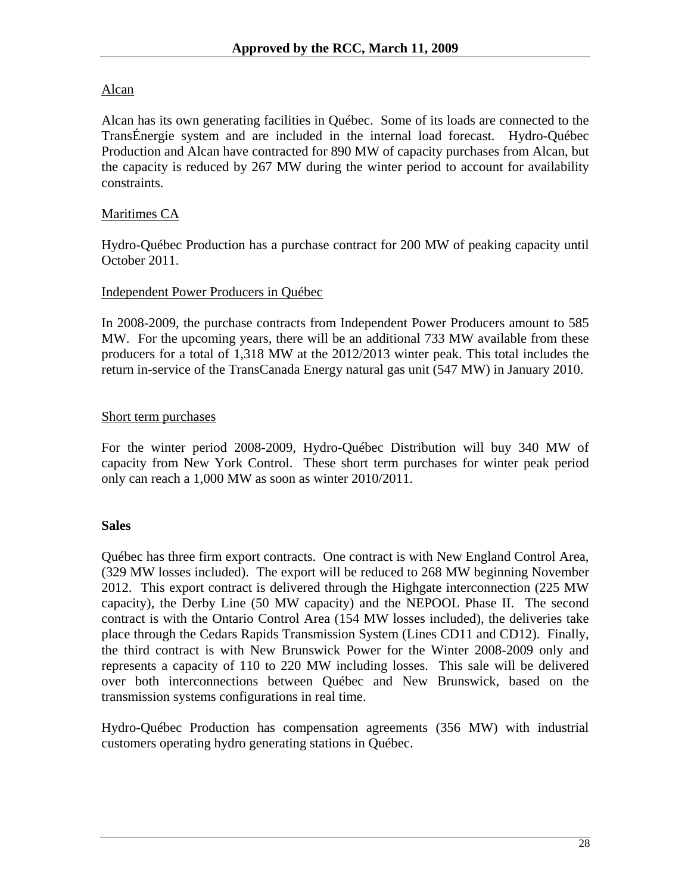Alcan

Alcan has its own generating facilities in Québec. Some of its loads are connected to the TransÉnergie system and are included in the internal load forecast. Hydro-Québec Production and Alcan have contracted for 890 MW of capacity purchases from Alcan, but the capacity is reduced by 267 MW during the winter period to account for availability constraints.

Maritimes CA

Hydro-Québec Production has a purchase contract for 200 MW of peaking capacity until October 2011.

Independent Power Producers in Québec

In 2008-2009, the purchase contracts from Independent Power Producers amount to 585 MW. For the upcoming years, there will be an additional 733 MW available from these producers for a total of 1,318 MW at the 2012/2013 winter peak. This total includes the return in-service of the TransCanada Energy natural gas unit (547 MW) in January 2010.

Short term purchases

For the winter period 2008-2009, Hydro-Québec Distribution will buy 340 MW of capacity from New York Control. These short term purchases for winter peak period only can reach a 1,000 MW as soon as winter 2010/2011.

**Sales**

Québec has three firm export contracts. One contract is with New England Control Area, (329 MW losses included). The export will be reduced to 268 MW beginning November 2012. This export contract is delivered through the Highgate interconnection (225 MW capacity), the Derby Line (50 MW capacity) and the NEPOOL Phase II. The second contract is with the Ontario Control Area (154 MW losses included), the deliveries take place through the Cedars Rapids Transmission System (Lines CD11 and CD12). Finally, the third contract is with New Brunswick Power for the Winter 2008-2009 only and represents a capacity of 110 to 220 MW including losses. This sale will be delivered over both interconnections between Québec and New Brunswick, based on the transmission systems configurations in real time.

Hydro-Québec Production has compensation agreements (356 MW) with industrial customers operating hydro generating stations in Québec.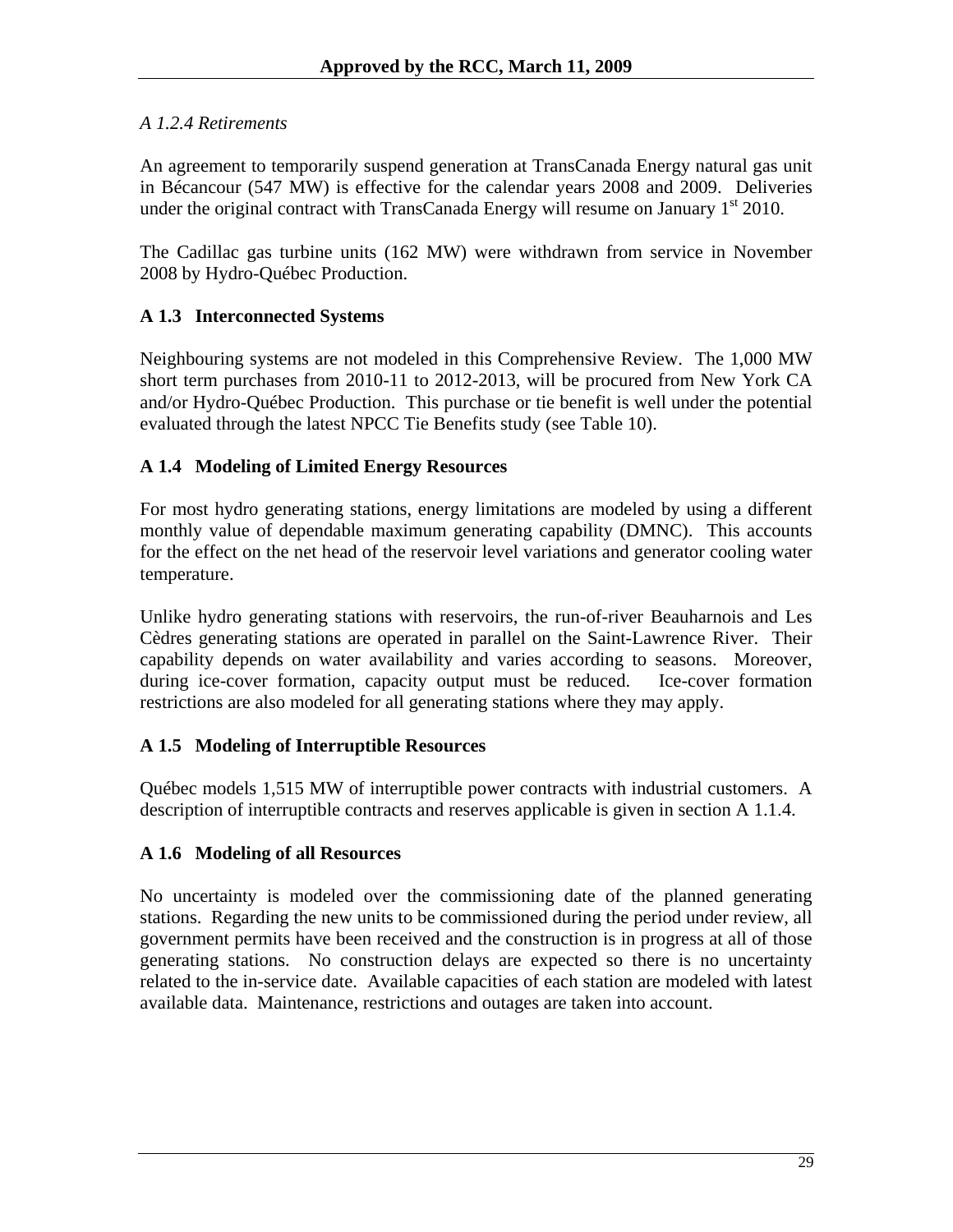*A 1.2.4 Retirements*

An agreement to temporarily suspend generation at TransCanada Energy natural gas unit in Bécancour (547 MW) is effective for the calendar years 2008 and 2009. Deliveries under the original contract with TransCanada Energy will resume on January 1st 2010.

The Cadillac gas turbine units (162 MW) were withdrawn from service in November 2008 by Hydro-Québec Production.

## A 1.3 Interconnected Systems

Neighbouring systems are not modeled in this Comprehensive Review. The 1,000 MW short term purchases from 2010-11 to 2012-2013, will be procured from New York CA and/or Hydro-Québec Production. This purchase or tie benefit is well under the potential evaluated through the latest NPCC Tie Benefits study (see Table 10).

## A 1.4 Modeling of Limited Energy Resources

For most hydro generating stations, energy limitations are modeled by using a different monthly value of dependable maximum generating capability (DMNC). This accounts for the effect on the net head of the reservoir level variations and generator cooling water temperature.

Unlike hydro generating stations with reservoirs, the run-of-river Beauharnois and Les Cèdres generating stations are operated in parallel on the Saint-Lawrence River. Their capability depends on water availability and varies according to seasons. Moreover, during ice-cover formation, capacity output must be reduced. Ice-cover formation restrictions are also modeled for all generating stations where they may apply.

## A 1.5 Modeling of Interruptible Resources

Québec models 1,515 MW of interruptible power contracts with industrial customers. A description of interruptible contracts and reserves applicable is given in section A 1.1.4.

## A 1.6 Modeling of all Resources

No uncertainty is modeled over the commissioning date of the planned generating stations. Regarding the new units to be commissioned during the period under review, all government permits have been received and the construction is in progress at all of those generating stations. No construction delays are expected so there is no uncertainty related to the in-service date. Available capacities of each station are modeled with latest available data. Maintenance, restrictions and outages are taken into account.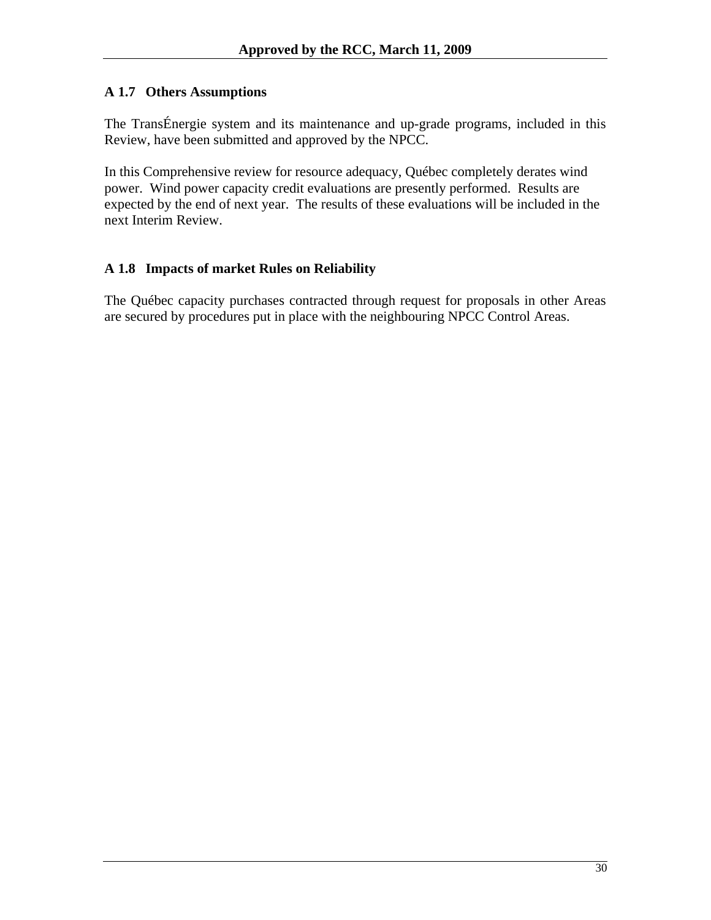### A 1.7 Others Assumptions

The TransÉnergie system and its maintenance and up-grade programs, included in this Review, have been submitted and approved by the NPCC.

In this Comprehensive review for resource adequacy, Québec completely derates wind power. Wind power capacity credit evaluations are presently performed. Results are expected by the end of next year. The results of these evaluations will be included in the next Interim Review.

### A 1.8 Impacts of market Rules on Reliability

The Québec capacity purchases contracted through request for proposals in other Areas are secured by procedures put in place with the neighbouring NPCC Control Areas.